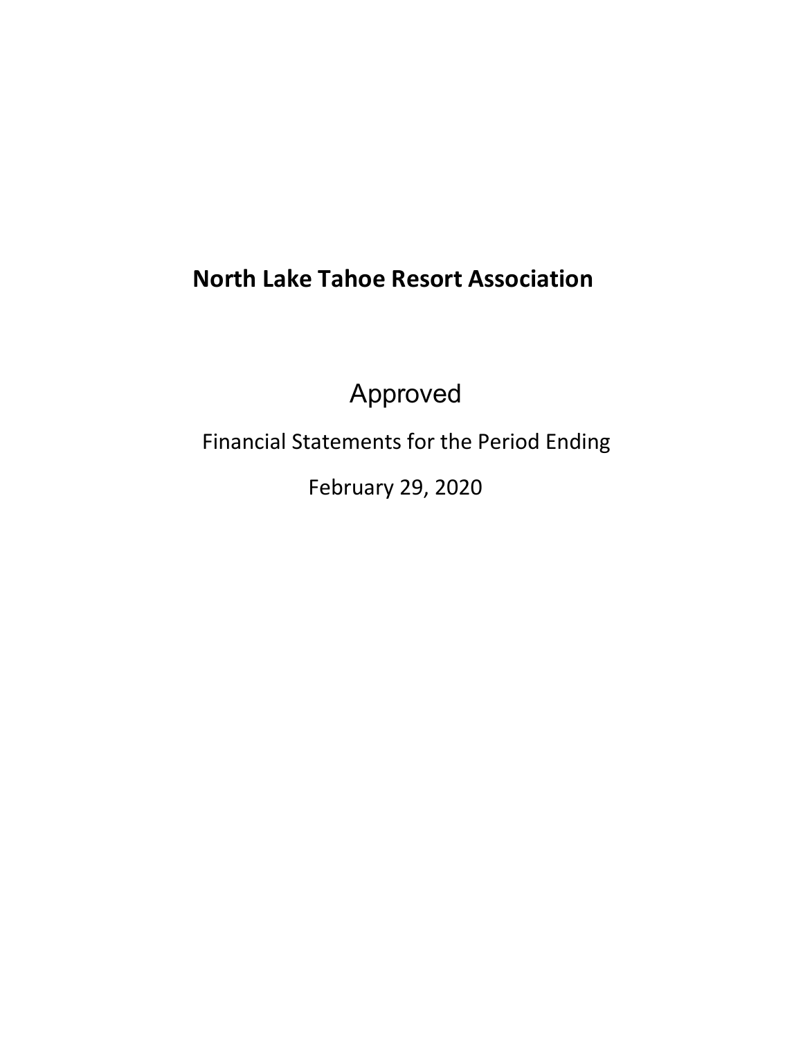# North Lake Tahoe Resort Association

Approved

Financial Statements for the Period Ending

February 29, 2020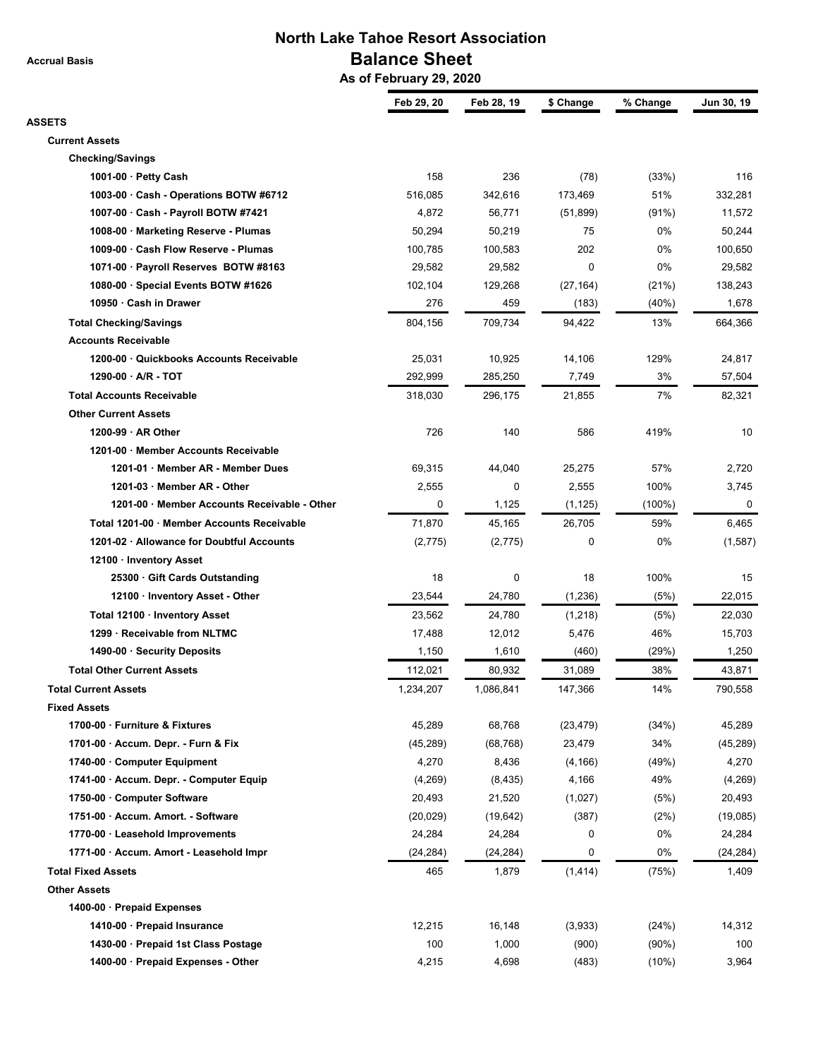# North Lake Tahoe Resort Association

## Balance Sheet

**As of February 29, 2020**

Accrual Basis

| | Feb 29, 20 | Feb 28, 19 | $ Change | % Change | Jun 30, 19 |
|---|---|---|---|---|---|
| **ASSETS** | | | | | |
| **Current Assets** | | | | | |
| **Checking/Savings** | | | | | |
| 1001-00 · Petty Cash | 158 | 236 | (78) | (33%) | 116 |
| 1003-00 · Cash - Operations BOTW #6712 | 516,085 | 342,616 | 173,469 | 51% | 332,281 |
| 1007-00 · Cash - Payroll BOTW #7421 | 4,872 | 56,771 | (51,899) | (91%) | 11,572 |
| 1008-00 · Marketing Reserve - Plumas | 50,294 | 50,219 | 75 | 0% | 50,244 |
| 1009-00 · Cash Flow Reserve - Plumas | 100,785 | 100,583 | 202 | 0% | 100,650 |
| 1071-00 · Payroll Reserves BOTW #8163 | 29,582 | 29,582 | 0 | 0% | 29,582 |
| 1080-00 · Special Events BOTW #1626 | 102,104 | 129,268 | (27,164) | (21%) | 138,243 |
| 10950 · Cash in Drawer | 276 | 459 | (183) | (40%) | 1,678 |
| **Total Checking/Savings** | 804,156 | 709,734 | 94,422 | 13% | 664,366 |
| **Accounts Receivable** | | | | | |
| 1200-00 · Quickbooks Accounts Receivable | 25,031 | 10,925 | 14,106 | 129% | 24,817 |
| 1290-00 · A/R - TOT | 292,999 | 285,250 | 7,749 | 3% | 57,504 |
| **Total Accounts Receivable** | 318,030 | 296,175 | 21,855 | 7% | 82,321 |
| **Other Current Assets** | | | | | |
| 1200-99 · AR Other | 726 | 140 | 586 | 419% | 10 |
| 1201-00 · Member Accounts Receivable | | | | | |
| 1201-01 · Member AR - Member Dues | 69,315 | 44,040 | 25,275 | 57% | 2,720 |
| 1201-03 · Member AR - Other | 2,555 | 0 | 2,555 | 100% | 3,745 |
| 1201-00 · Member Accounts Receivable - Other | 0 | 1,125 | (1,125) | (100%) | 0 |
| Total 1201-00 · Member Accounts Receivable | 71,870 | 45,165 | 26,705 | 59% | 6,465 |
| 1201-02 · Allowance for Doubtful Accounts | (2,775) | (2,775) | 0 | 0% | (1,587) |
| 12100 · Inventory Asset | | | | | |
| 25300 · Gift Cards Outstanding | 18 | 0 | 18 | 100% | 15 |
| 12100 · Inventory Asset - Other | 23,544 | 24,780 | (1,236) | (5%) | 22,015 |
| Total 12100 · Inventory Asset | 23,562 | 24,780 | (1,218) | (5%) | 22,030 |
| 1299 · Receivable from NLTMC | 17,488 | 12,012 | 5,476 | 46% | 15,703 |
| 1490-00 · Security Deposits | 1,150 | 1,610 | (460) | (29%) | 1,250 |
| **Total Other Current Assets** | 112,021 | 80,932 | 31,089 | 38% | 43,871 |
| **Total Current Assets** | 1,234,207 | 1,086,841 | 147,366 | 14% | 790,558 |
| **Fixed Assets** | | | | | |
| 1700-00 · Furniture & Fixtures | 45,289 | 68,768 | (23,479) | (34%) | 45,289 |
| 1701-00 · Accum. Depr. - Furn & Fix | (45,289) | (68,768) | 23,479 | 34% | (45,289) |
| 1740-00 · Computer Equipment | 4,270 | 8,436 | (4,166) | (49%) | 4,270 |
| 1741-00 · Accum. Depr. - Computer Equip | (4,269) | (8,435) | 4,166 | 49% | (4,269) |
| 1750-00 · Computer Software | 20,493 | 21,520 | (1,027) | (5%) | 20,493 |
| 1751-00 · Accum. Amort. - Software | (20,029) | (19,642) | (387) | (2%) | (19,085) |
| 1770-00 · Leasehold Improvements | 24,284 | 24,284 | 0 | 0% | 24,284 |
| 1771-00 · Accum. Amort - Leasehold Impr | (24,284) | (24,284) | 0 | 0% | (24,284) |
| **Total Fixed Assets** | 465 | 1,879 | (1,414) | (75%) | 1,409 |
| **Other Assets** | | | | | |
| 1400-00 · Prepaid Expenses | | | | | |
| 1410-00 · Prepaid Insurance | 12,215 | 16,148 | (3,933) | (24%) | 14,312 |
| 1430-00 · Prepaid 1st Class Postage | 100 | 1,000 | (900) | (90%) | 100 |
| 1400-00 · Prepaid Expenses - Other | 4,215 | 4,698 | (483) | (10%) | 3,964 |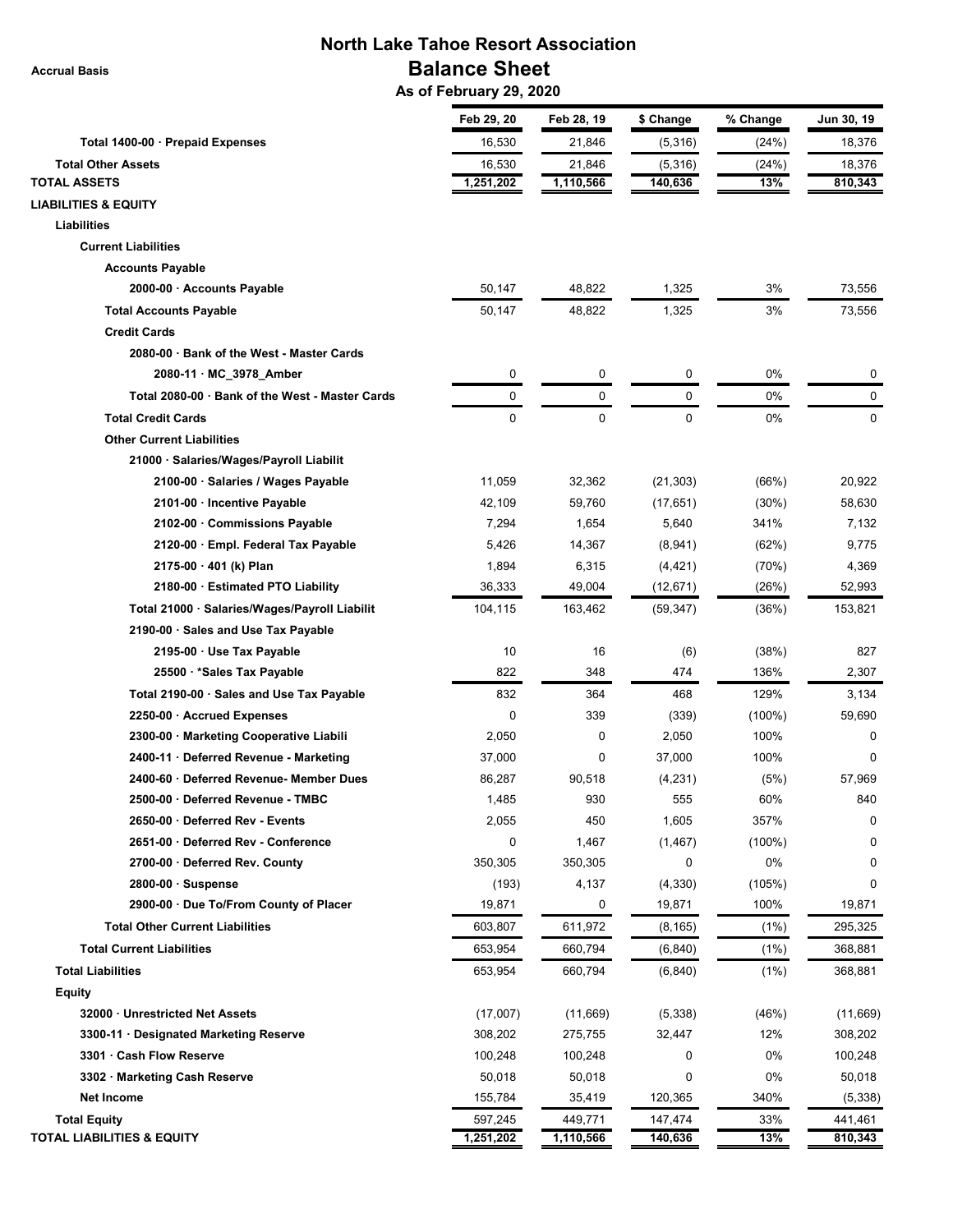# North Lake Tahoe Resort Association

## Balance Sheet

### As of February 29, 2020

Accrual Basis

| | Feb 29, 20 | Feb 28, 19 | $ Change | % Change | Jun 30, 19 |
|---|---|---|---|---|---|
| Total 1400-00 · Prepaid Expenses | 16,530 | 21,846 | (5,316) | (24%) | 18,376 |
| Total Other Assets | 16,530 | 21,846 | (5,316) | (24%) | 18,376 |
| **TOTAL ASSETS** | **1,251,202** | **1,110,566** | **140,636** | **13%** | **810,343** |
| **LIABILITIES & EQUITY** | | | | | |
| Liabilities | | | | | |
| Current Liabilities | | | | | |
| Accounts Payable | | | | | |
| 2000-00 · Accounts Payable | 50,147 | 48,822 | 1,325 | 3% | 73,556 |
| Total Accounts Payable | 50,147 | 48,822 | 1,325 | 3% | 73,556 |
| Credit Cards | | | | | |
| 2080-00 · Bank of the West - Master Cards | | | | | |
| 2080-11 · MC_3978_Amber | 0 | 0 | 0 | 0% | 0 |
| Total 2080-00 · Bank of the West - Master Cards | 0 | 0 | 0 | 0% | 0 |
| Total Credit Cards | 0 | 0 | 0 | 0% | 0 |
| Other Current Liabilities | | | | | |
| 21000 · Salaries/Wages/Payroll Liabilit | | | | | |
| 2100-00 · Salaries / Wages Payable | 11,059 | 32,362 | (21,303) | (66%) | 20,922 |
| 2101-00 · Incentive Payable | 42,109 | 59,760 | (17,651) | (30%) | 58,630 |
| 2102-00 · Commissions Payable | 7,294 | 1,654 | 5,640 | 341% | 7,132 |
| 2120-00 · Empl. Federal Tax Payable | 5,426 | 14,367 | (8,941) | (62%) | 9,775 |
| 2175-00 · 401 (k) Plan | 1,894 | 6,315 | (4,421) | (70%) | 4,369 |
| 2180-00 · Estimated PTO Liability | 36,333 | 49,004 | (12,671) | (26%) | 52,993 |
| Total 21000 · Salaries/Wages/Payroll Liabilit | 104,115 | 163,462 | (59,347) | (36%) | 153,821 |
| 2190-00 · Sales and Use Tax Payable | | | | | |
| 2195-00 · Use Tax Payable | 10 | 16 | (6) | (38%) | 827 |
| 25500 · *Sales Tax Payable | 822 | 348 | 474 | 136% | 2,307 |
| Total 2190-00 · Sales and Use Tax Payable | 832 | 364 | 468 | 129% | 3,134 |
| 2250-00 · Accrued Expenses | 0 | 339 | (339) | (100%) | 59,690 |
| 2300-00 · Marketing Cooperative Liabili | 2,050 | 0 | 2,050 | 100% | 0 |
| 2400-11 · Deferred Revenue - Marketing | 37,000 | 0 | 37,000 | 100% | 0 |
| 2400-60 · Deferred Revenue- Member Dues | 86,287 | 90,518 | (4,231) | (5%) | 57,969 |
| 2500-00 · Deferred Revenue - TMBC | 1,485 | 930 | 555 | 60% | 840 |
| 2650-00 · Deferred Rev - Events | 2,055 | 450 | 1,605 | 357% | 0 |
| 2651-00 · Deferred Rev - Conference | 0 | 1,467 | (1,467) | (100%) | 0 |
| 2700-00 · Deferred Rev. County | 350,305 | 350,305 | 0 | 0% | 0 |
| 2800-00 · Suspense | (193) | 4,137 | (4,330) | (105%) | 0 |
| 2900-00 · Due To/From County of Placer | 19,871 | 0 | 19,871 | 100% | 19,871 |
| Total Other Current Liabilities | 603,807 | 611,972 | (8,165) | (1%) | 295,325 |
| Total Current Liabilities | 653,954 | 660,794 | (6,840) | (1%) | 368,881 |
| Total Liabilities | 653,954 | 660,794 | (6,840) | (1%) | 368,881 |
| Equity | | | | | |
| 32000 · Unrestricted Net Assets | (17,007) | (11,669) | (5,338) | (46%) | (11,669) |
| 3300-11 · Designated Marketing Reserve | 308,202 | 275,755 | 32,447 | 12% | 308,202 |
| 3301 · Cash Flow Reserve | 100,248 | 100,248 | 0 | 0% | 100,248 |
| 3302 · Marketing Cash Reserve | 50,018 | 50,018 | 0 | 0% | 50,018 |
| Net Income | 155,784 | 35,419 | 120,365 | 340% | (5,338) |
| Total Equity | 597,245 | 449,771 | 147,474 | 33% | 441,461 |
| **TOTAL LIABILITIES & EQUITY** | **1,251,202** | **1,110,566** | **140,636** | **13%** | **810,343** |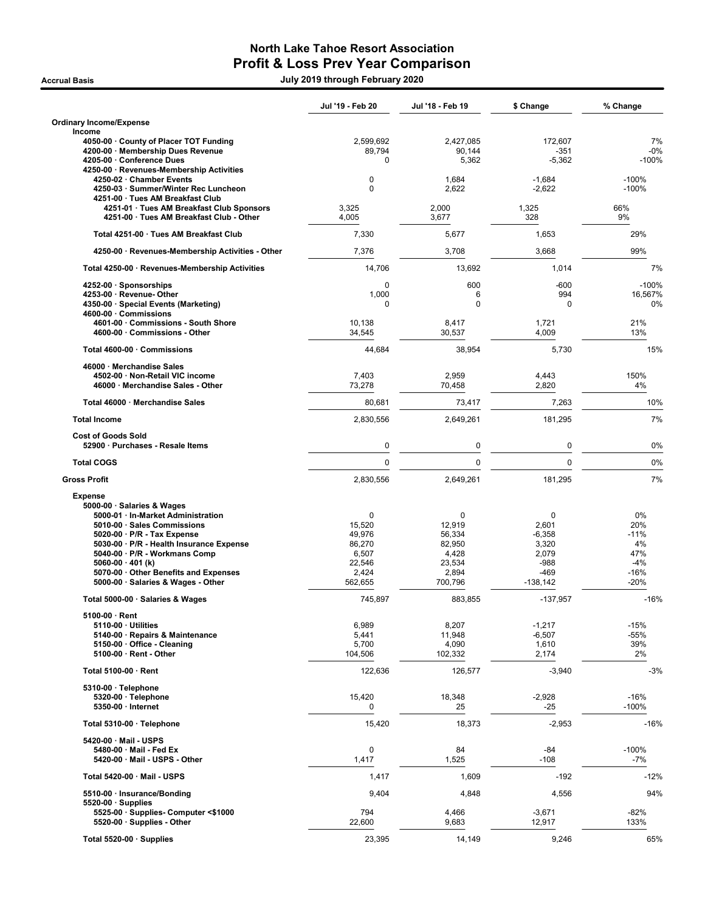# North Lake Tahoe Resort Association
## Profit & Loss Prev Year Comparison

**Accrual Basis** — July 2019 through February 2020

| | Jul '19 - Feb 20 | Jul '18 - Feb 19 | $ Change | % Change |
|---|---|---|---|---|
| **Ordinary Income/Expense** | | | | |
| **Income** | | | | |
| 4050-00 · County of Placer TOT Funding | 2,599,692 | 2,427,085 | 172,607 | 7% |
| 4200-00 · Membership Dues Revenue | 89,794 | 90,144 | -351 | -0% |
| 4205-00 · Conference Dues | 0 | 5,362 | -5,362 | -100% |
| 4250-00 · Revenues-Membership Activities | | | | |
| 4250-02 · Chamber Events | 0 | 1,684 | -1,684 | -100% |
| 4250-03 · Summer/Winter Rec Luncheon | 0 | 2,622 | -2,622 | -100% |
| 4251-00 · Tues AM Breakfast Club | | | | |
| 4251-01 · Tues AM Breakfast Club Sponsors | 3,325 | 2,000 | 1,325 | 66% |
| 4251-00 · Tues AM Breakfast Club - Other | 4,005 | 3,677 | 328 | 9% |
| Total 4251-00 · Tues AM Breakfast Club | 7,330 | 5,677 | 1,653 | 29% |
| 4250-00 · Revenues-Membership Activities - Other | 7,376 | 3,708 | 3,668 | 99% |
| Total 4250-00 · Revenues-Membership Activities | 14,706 | 13,692 | 1,014 | 7% |
| 4252-00 · Sponsorships | 0 | 600 | -600 | -100% |
| 4253-00 · Revenue- Other | 1,000 | 6 | 994 | 16,567% |
| 4350-00 · Special Events (Marketing) | 0 | 0 | 0 | 0% |
| 4600-00 · Commissions | | | | |
| 4601-00 · Commissions - South Shore | 10,138 | 8,417 | 1,721 | 21% |
| 4600-00 · Commissions - Other | 34,545 | 30,537 | 4,009 | 13% |
| Total 4600-00 · Commissions | 44,684 | 38,954 | 5,730 | 15% |
| 46000 · Merchandise Sales | | | | |
| 4502-00 · Non-Retail VIC income | 7,403 | 2,959 | 4,443 | 150% |
| 46000 · Merchandise Sales - Other | 73,278 | 70,458 | 2,820 | 4% |
| Total 46000 · Merchandise Sales | 80,681 | 73,417 | 7,263 | 10% |
| **Total Income** | 2,830,556 | 2,649,261 | 181,295 | 7% |
| **Cost of Goods Sold** | | | | |
| 52900 · Purchases - Resale Items | 0 | 0 | 0 | 0% |
| **Total COGS** | 0 | 0 | 0 | 0% |
| **Gross Profit** | 2,830,556 | 2,649,261 | 181,295 | 7% |
| **Expense** | | | | |
| 5000-00 · Salaries & Wages | | | | |
| 5000-01 · In-Market Administration | 0 | 0 | 0 | 0% |
| 5010-00 · Sales Commissions | 15,520 | 12,919 | 2,601 | 20% |
| 5020-00 · P/R - Tax Expense | 49,976 | 56,334 | -6,358 | -11% |
| 5030-00 · P/R - Health Insurance Expense | 86,270 | 82,950 | 3,320 | 4% |
| 5040-00 · P/R - Workmans Comp | 6,507 | 4,428 | 2,079 | 47% |
| 5060-00 · 401 (k) | 22,546 | 23,534 | -988 | -4% |
| 5070-00 · Other Benefits and Expenses | 2,424 | 2,894 | -469 | -16% |
| 5000-00 · Salaries & Wages - Other | 562,655 | 700,796 | -138,142 | -20% |
| Total 5000-00 · Salaries & Wages | 745,897 | 883,855 | -137,957 | -16% |
| 5100-00 · Rent | | | | |
| 5110-00 · Utilities | 6,989 | 8,207 | -1,217 | -15% |
| 5140-00 · Repairs & Maintenance | 5,441 | 11,948 | -6,507 | -55% |
| 5150-00 · Office - Cleaning | 5,700 | 4,090 | 1,610 | 39% |
| 5100-00 · Rent - Other | 104,506 | 102,332 | 2,174 | 2% |
| Total 5100-00 · Rent | 122,636 | 126,577 | -3,940 | -3% |
| 5310-00 · Telephone | | | | |
| 5320-00 · Telephone | 15,420 | 18,348 | -2,928 | -16% |
| 5350-00 · Internet | 0 | 25 | -25 | -100% |
| Total 5310-00 · Telephone | 15,420 | 18,373 | -2,953 | -16% |
| 5420-00 · Mail - USPS | | | | |
| 5480-00 · Mail - Fed Ex | 0 | 84 | -84 | -100% |
| 5420-00 · Mail - USPS - Other | 1,417 | 1,525 | -108 | -7% |
| Total 5420-00 · Mail - USPS | 1,417 | 1,609 | -192 | -12% |
| 5510-00 · Insurance/Bonding | 9,404 | 4,848 | 4,556 | 94% |
| 5520-00 · Supplies | | | | |
| 5525-00 · Supplies- Computer <$1000 | 794 | 4,466 | -3,671 | -82% |
| 5520-00 · Supplies - Other | 22,600 | 9,683 | 12,917 | 133% |
| Total 5520-00 · Supplies | 23,395 | 14,149 | 9,246 | 65% |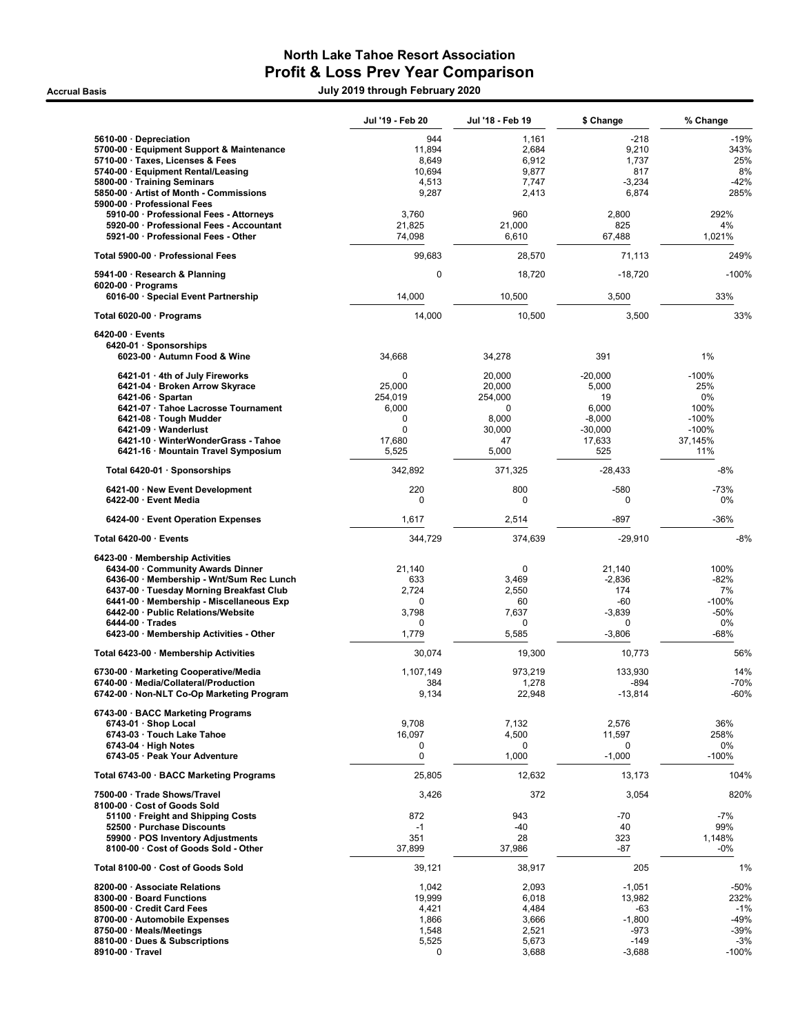# North Lake Tahoe Resort Association
## Profit & Loss Prev Year Comparison

**Accrual Basis** — **July 2019 through February 2020**

| | Jul '19 - Feb 20 | Jul '18 - Feb 19 | $ Change | % Change |
|---|---|---|---|---|
| 5610-00 · Depreciation | 944 | 1,161 | -218 | -19% |
| 5700-00 · Equipment Support & Maintenance | 11,894 | 2,684 | 9,210 | 343% |
| 5710-00 · Taxes, Licenses & Fees | 8,649 | 6,912 | 1,737 | 25% |
| 5740-00 · Equipment Rental/Leasing | 10,694 | 9,877 | 817 | 8% |
| 5800-00 · Training Seminars | 4,513 | 7,747 | -3,234 | -42% |
| 5850-00 · Artist of Month - Commissions | 9,287 | 2,413 | 6,874 | 285% |
| 5900-00 · Professional Fees | | | | |
| 5910-00 · Professional Fees - Attorneys | 3,760 | 960 | 2,800 | 292% |
| 5920-00 · Professional Fees - Accountant | 21,825 | 21,000 | 825 | 4% |
| 5921-00 · Professional Fees - Other | 74,098 | 6,610 | 67,488 | 1,021% |
| **Total 5900-00 · Professional Fees** | 99,683 | 28,570 | 71,113 | 249% |
| 5941-00 · Research & Planning | 0 | 18,720 | -18,720 | -100% |
| 6020-00 · Programs | | | | |
| 6016-00 · Special Event Partnership | 14,000 | 10,500 | 3,500 | 33% |
| **Total 6020-00 · Programs** | 14,000 | 10,500 | 3,500 | 33% |
| 6420-00 · Events | | | | |
| 6420-01 · Sponsorships | | | | |
| 6023-00 · Autumn Food & Wine | 34,668 | 34,278 | 391 | 1% |
| 6421-01 · 4th of July Fireworks | 0 | 20,000 | -20,000 | -100% |
| 6421-04 · Broken Arrow Skyrace | 25,000 | 20,000 | 5,000 | 25% |
| 6421-06 · Spartan | 254,019 | 254,000 | 19 | 0% |
| 6421-07 · Tahoe Lacrosse Tournament | 6,000 | 0 | 6,000 | 100% |
| 6421-08 · Tough Mudder | 0 | 8,000 | -8,000 | -100% |
| 6421-09 · Wanderlust | 0 | 30,000 | -30,000 | -100% |
| 6421-10 · WinterWonderGrass - Tahoe | 17,680 | 47 | 17,633 | 37,145% |
| 6421-16 · Mountain Travel Symposium | 5,525 | 5,000 | 525 | 11% |
| **Total 6420-01 · Sponsorships** | 342,892 | 371,325 | -28,433 | -8% |
| 6421-00 · New Event Development | 220 | 800 | -580 | -73% |
| 6422-00 · Event Media | 0 | 0 | 0 | 0% |
| 6424-00 · Event Operation Expenses | 1,617 | 2,514 | -897 | -36% |
| **Total 6420-00 · Events** | 344,729 | 374,639 | -29,910 | -8% |
| 6423-00 · Membership Activities | | | | |
| 6434-00 · Community Awards Dinner | 21,140 | 0 | 21,140 | 100% |
| 6436-00 · Membership - Wnt/Sum Rec Lunch | 633 | 3,469 | -2,836 | -82% |
| 6437-00 · Tuesday Morning Breakfast Club | 2,724 | 2,550 | 174 | 7% |
| 6441-00 · Membership - Miscellaneous Exp | 0 | 60 | -60 | -100% |
| 6442-00 · Public Relations/Website | 3,798 | 7,637 | -3,839 | -50% |
| 6444-00 · Trades | 0 | 0 | 0 | 0% |
| 6423-00 · Membership Activities - Other | 1,779 | 5,585 | -3,806 | -68% |
| **Total 6423-00 · Membership Activities** | 30,074 | 19,300 | 10,773 | 56% |
| 6730-00 · Marketing Cooperative/Media | 1,107,149 | 973,219 | 133,930 | 14% |
| 6740-00 · Media/Collateral/Production | 384 | 1,278 | -894 | -70% |
| 6742-00 · Non-NLT Co-Op Marketing Program | 9,134 | 22,948 | -13,814 | -60% |
| 6743-00 · BACC Marketing Programs | | | | |
| 6743-01 · Shop Local | 9,708 | 7,132 | 2,576 | 36% |
| 6743-03 · Touch Lake Tahoe | 16,097 | 4,500 | 11,597 | 258% |
| 6743-04 · High Notes | 0 | 0 | 0 | 0% |
| 6743-05 · Peak Your Adventure | 0 | 1,000 | -1,000 | -100% |
| **Total 6743-00 · BACC Marketing Programs** | 25,805 | 12,632 | 13,173 | 104% |
| 7500-00 · Trade Shows/Travel | 3,426 | 372 | 3,054 | 820% |
| 8100-00 · Cost of Goods Sold | | | | |
| 51100 · Freight and Shipping Costs | 872 | 943 | -70 | -7% |
| 52500 · Purchase Discounts | -1 | -40 | 40 | 99% |
| 59900 · POS Inventory Adjustments | 351 | 28 | 323 | 1,148% |
| 8100-00 · Cost of Goods Sold - Other | 37,899 | 37,986 | -87 | -0% |
| **Total 8100-00 · Cost of Goods Sold** | 39,121 | 38,917 | 205 | 1% |
| 8200-00 · Associate Relations | 1,042 | 2,093 | -1,051 | -50% |
| 8300-00 · Board Functions | 19,999 | 6,018 | 13,982 | 232% |
| 8500-00 · Credit Card Fees | 4,421 | 4,484 | -63 | -1% |
| 8700-00 · Automobile Expenses | 1,866 | 3,666 | -1,800 | -49% |
| 8750-00 · Meals/Meetings | 1,548 | 2,521 | -973 | -39% |
| 8810-00 · Dues & Subscriptions | 5,525 | 5,673 | -149 | -3% |
| 8910-00 · Travel | 0 | 3,688 | -3,688 | -100% |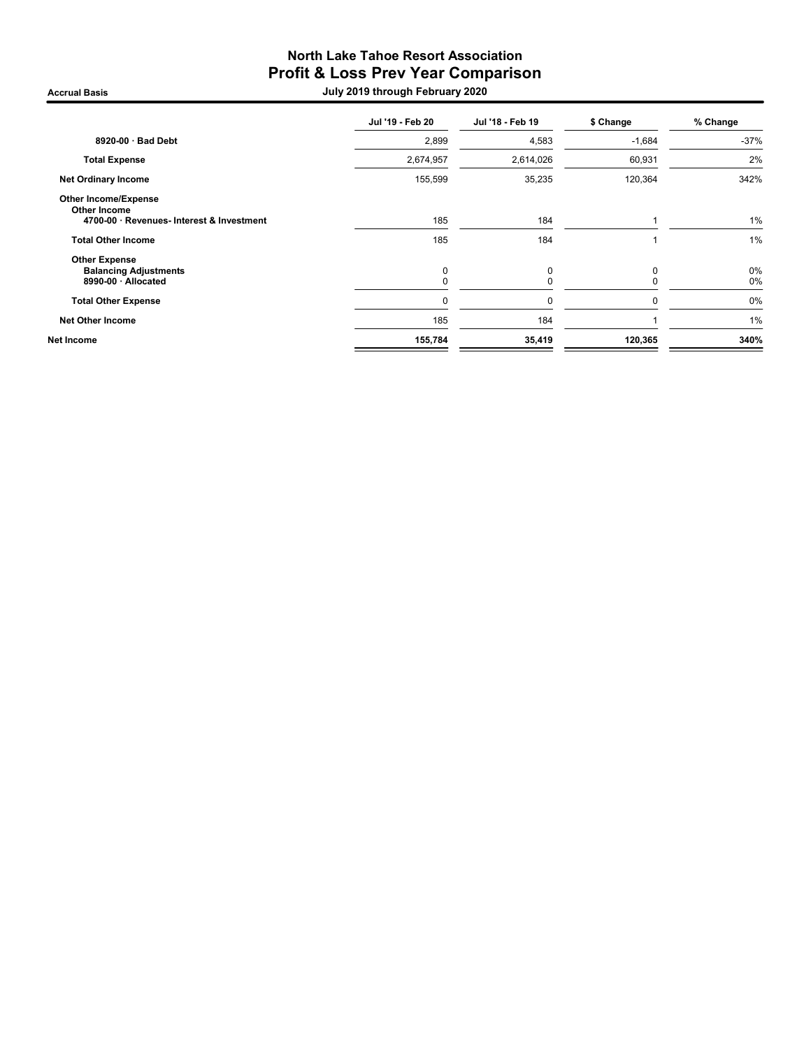# North Lake Tahoe Resort Association
## Profit & Loss Prev Year Comparison

**Accrual Basis** — **July 2019 through February 2020**

| | Jul '19 - Feb 20 | Jul '18 - Feb 19 | $ Change | % Change |
|---|---|---|---|---|
| **8920-00 · Bad Debt** | 2,899 | 4,583 | -1,684 | -37% |
| **Total Expense** | 2,674,957 | 2,614,026 | 60,931 | 2% |
| **Net Ordinary Income** | 155,599 | 35,235 | 120,364 | 342% |
| **Other Income/Expense** | | | | |
| **Other Income** | | | | |
| **4700-00 · Revenues- Interest & Investment** | 185 | 184 | 1 | 1% |
| **Total Other Income** | 185 | 184 | 1 | 1% |
| **Other Expense** | | | | |
| **Balancing Adjustments** | 0 | 0 | 0 | 0% |
| **8990-00 · Allocated** | 0 | 0 | 0 | 0% |
| **Total Other Expense** | 0 | 0 | 0 | 0% |
| **Net Other Income** | 185 | 184 | 1 | 1% |
| **Net Income** | **155,784** | **35,419** | **120,365** | **340%** |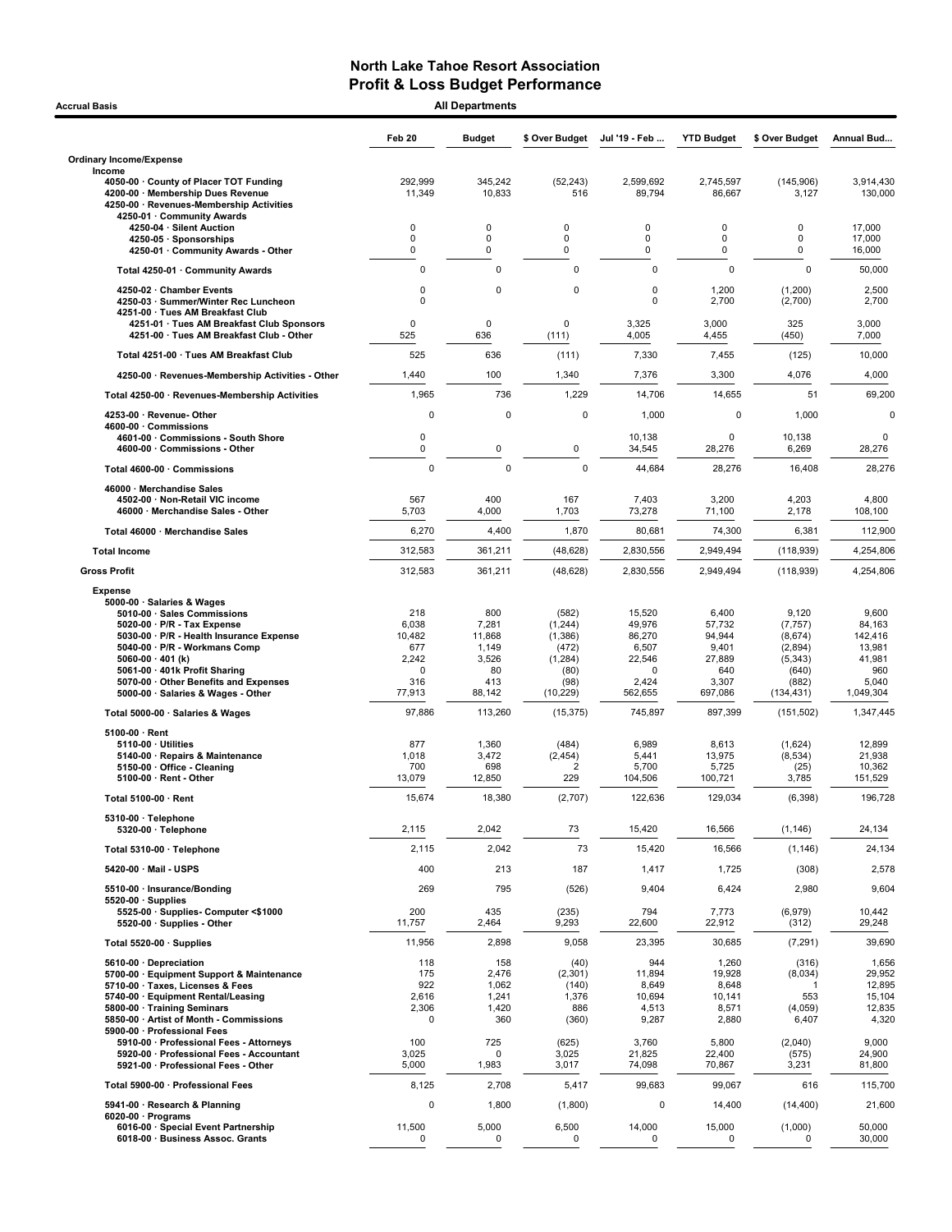# North Lake Tahoe Resort Association
## Profit & Loss Budget Performance

**Accrual Basis** — **All Departments**

| | Feb 20 | Budget | $ Over Budget | Jul '19 - Feb ... | YTD Budget | $ Over Budget | Annual Bud... |
|---|---|---|---|---|---|---|---|
| **Ordinary Income/Expense** | | | | | | | |
| **Income** | | | | | | | |
| 4050-00 · County of Placer TOT Funding | 292,999 | 345,242 | (52,243) | 2,599,692 | 2,745,597 | (145,906) | 3,914,430 |
| 4200-00 · Membership Dues Revenue | 11,349 | 10,833 | 516 | 89,794 | 86,667 | 3,127 | 130,000 |
| 4250-00 · Revenues-Membership Activities | | | | | | | |
| 4250-01 · Community Awards | | | | | | | |
| 4250-04 · Silent Auction | 0 | 0 | 0 | 0 | 0 | 0 | 17,000 |
| 4250-05 · Sponsorships | 0 | 0 | 0 | 0 | 0 | 0 | 17,000 |
| 4250-01 · Community Awards - Other | 0 | 0 | 0 | 0 | 0 | 0 | 16,000 |
| Total 4250-01 · Community Awards | 0 | 0 | 0 | 0 | 0 | 0 | 50,000 |
| 4250-02 · Chamber Events | 0 | 0 | 0 | 0 | 1,200 | (1,200) | 2,500 |
| 4250-03 · Summer/Winter Rec Luncheon | 0 | | | 0 | 2,700 | (2,700) | 2,700 |
| 4251-00 · Tues AM Breakfast Club | | | | | | | |
| 4251-01 · Tues AM Breakfast Club Sponsors | 0 | 0 | 0 | 3,325 | 3,000 | 325 | 3,000 |
| 4251-00 · Tues AM Breakfast Club - Other | 525 | 636 | (111) | 4,005 | 4,455 | (450) | 7,000 |
| Total 4251-00 · Tues AM Breakfast Club | 525 | 636 | (111) | 7,330 | 7,455 | (125) | 10,000 |
| 4250-00 · Revenues-Membership Activities - Other | 1,440 | 100 | 1,340 | 7,376 | 3,300 | 4,076 | 4,000 |
| Total 4250-00 · Revenues-Membership Activities | 1,965 | 736 | 1,229 | 14,706 | 14,655 | 51 | 69,200 |
| 4253-00 · Revenue- Other | 0 | 0 | 0 | 1,000 | 0 | 1,000 | 0 |
| 4600-00 · Commissions | | | | | | | |
| 4601-00 · Commissions - South Shore | 0 | | | 10,138 | 0 | 10,138 | 0 |
| 4600-00 · Commissions - Other | 0 | 0 | 0 | 34,545 | 28,276 | 6,269 | 28,276 |
| Total 4600-00 · Commissions | 0 | 0 | 0 | 44,684 | 28,276 | 16,408 | 28,276 |
| 46000 · Merchandise Sales | | | | | | | |
| 4502-00 · Non-Retail VIC income | 567 | 400 | 167 | 7,403 | 3,200 | 4,203 | 4,800 |
| 46000 · Merchandise Sales - Other | 5,703 | 4,000 | 1,703 | 73,278 | 71,100 | 2,178 | 108,100 |
| Total 46000 · Merchandise Sales | 6,270 | 4,400 | 1,870 | 80,681 | 74,300 | 6,381 | 112,900 |
| **Total Income** | 312,583 | 361,211 | (48,628) | 2,830,556 | 2,949,494 | (118,939) | 4,254,806 |
| **Gross Profit** | 312,583 | 361,211 | (48,628) | 2,830,556 | 2,949,494 | (118,939) | 4,254,806 |
| **Expense** | | | | | | | |
| 5000-00 · Salaries & Wages | | | | | | | |
| 5010-00 · Sales Commissions | 218 | 800 | (582) | 15,520 | 6,400 | 9,120 | 9,600 |
| 5020-00 · P/R - Tax Expense | 6,038 | 7,281 | (1,244) | 49,976 | 57,732 | (7,757) | 84,163 |
| 5030-00 · P/R - Health Insurance Expense | 10,482 | 11,868 | (1,386) | 86,270 | 94,944 | (8,674) | 142,416 |
| 5040-00 · P/R - Workmans Comp | 677 | 1,149 | (472) | 6,507 | 9,401 | (2,894) | 13,981 |
| 5060-00 · 401 (k) | 2,242 | 3,526 | (1,284) | 22,546 | 27,889 | (5,343) | 41,981 |
| 5061-00 · 401k Profit Sharing | 0 | 80 | (80) | 0 | 640 | (640) | 960 |
| 5070-00 · Other Benefits and Expenses | 316 | 413 | (98) | 2,424 | 3,307 | (882) | 5,040 |
| 5000-00 · Salaries & Wages - Other | 77,913 | 88,142 | (10,229) | 562,655 | 697,086 | (134,431) | 1,049,304 |
| Total 5000-00 · Salaries & Wages | 97,886 | 113,260 | (15,375) | 745,897 | 897,399 | (151,502) | 1,347,445 |
| 5100-00 · Rent | | | | | | | |
| 5110-00 · Utilities | 877 | 1,360 | (484) | 6,989 | 8,613 | (1,624) | 12,899 |
| 5140-00 · Repairs & Maintenance | 1,018 | 3,472 | (2,454) | 5,441 | 13,975 | (8,534) | 21,938 |
| 5150-00 · Office - Cleaning | 700 | 698 | 2 | 5,700 | 5,725 | (25) | 10,362 |
| 5100-00 · Rent - Other | 13,079 | 12,850 | 229 | 104,506 | 100,721 | 3,785 | 151,529 |
| Total 5100-00 · Rent | 15,674 | 18,380 | (2,707) | 122,636 | 129,034 | (6,398) | 196,728 |
| 5310-00 · Telephone | | | | | | | |
| 5320-00 · Telephone | 2,115 | 2,042 | 73 | 15,420 | 16,566 | (1,146) | 24,134 |
| Total 5310-00 · Telephone | 2,115 | 2,042 | 73 | 15,420 | 16,566 | (1,146) | 24,134 |
| 5420-00 · Mail - USPS | 400 | 213 | 187 | 1,417 | 1,725 | (308) | 2,578 |
| 5510-00 · Insurance/Bonding | 269 | 795 | (526) | 9,404 | 6,424 | 2,980 | 9,604 |
| 5520-00 · Supplies | | | | | | | |
| 5525-00 · Supplies- Computer <$1000 | 200 | 435 | (235) | 794 | 7,773 | (6,979) | 10,442 |
| 5520-00 · Supplies - Other | 11,757 | 2,464 | 9,293 | 22,600 | 22,912 | (312) | 29,248 |
| Total 5520-00 · Supplies | 11,956 | 2,898 | 9,058 | 23,395 | 30,685 | (7,291) | 39,690 |
| 5610-00 · Depreciation | 118 | 158 | (40) | 944 | 1,260 | (316) | 1,656 |
| 5700-00 · Equipment Support & Maintenance | 175 | 2,476 | (2,301) | 11,894 | 19,928 | (8,034) | 29,952 |
| 5710-00 · Taxes, Licenses & Fees | 922 | 1,062 | (140) | 8,649 | 8,648 | 1 | 12,895 |
| 5740-00 · Equipment Rental/Leasing | 2,616 | 1,241 | 1,376 | 10,694 | 10,141 | 553 | 15,104 |
| 5800-00 · Training Seminars | 2,306 | 1,420 | 886 | 4,513 | 8,571 | (4,059) | 12,835 |
| 5850-00 · Artist of Month - Commissions | 0 | 360 | (360) | 9,287 | 2,880 | 6,407 | 4,320 |
| 5900-00 · Professional Fees | | | | | | | |
| 5910-00 · Professional Fees - Attorneys | 100 | 725 | (625) | 3,760 | 5,800 | (2,040) | 9,000 |
| 5920-00 · Professional Fees - Accountant | 3,025 | 0 | 3,025 | 21,825 | 22,400 | (575) | 24,900 |
| 5921-00 · Professional Fees - Other | 5,000 | 1,983 | 3,017 | 74,098 | 70,867 | 3,231 | 81,800 |
| Total 5900-00 · Professional Fees | 8,125 | 2,708 | 5,417 | 99,683 | 99,067 | 616 | 115,700 |
| 5941-00 · Research & Planning | 0 | 1,800 | (1,800) | 0 | 14,400 | (14,400) | 21,600 |
| 6020-00 · Programs | | | | | | | |
| 6016-00 · Special Event Partnership | 11,500 | 5,000 | 6,500 | 14,000 | 15,000 | (1,000) | 50,000 |
| 6018-00 · Business Assoc. Grants | 0 | 0 | 0 | 0 | 0 | 0 | 30,000 |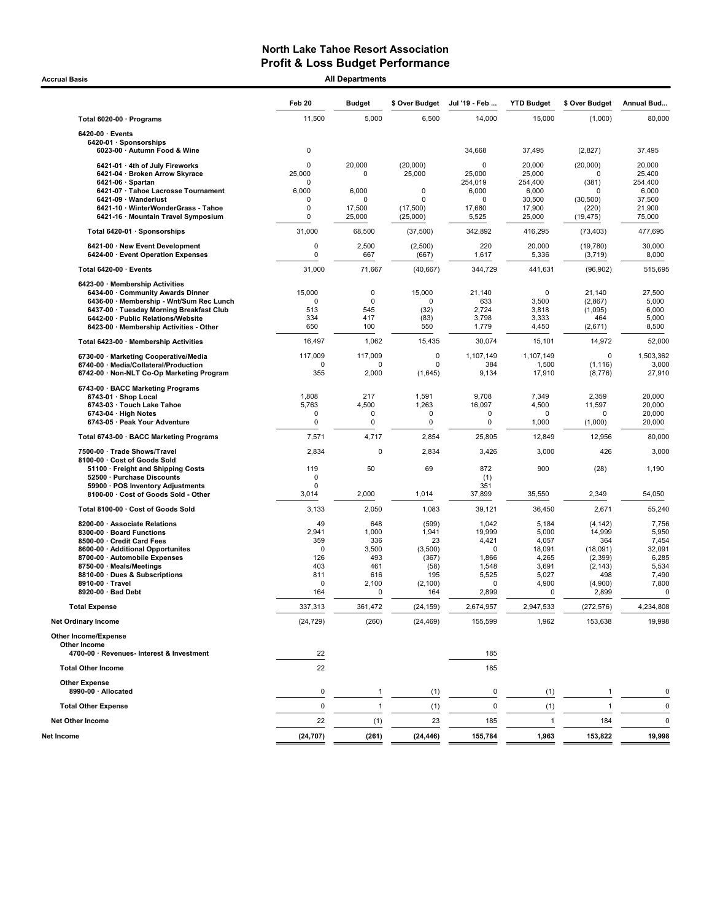# North Lake Tahoe Resort Association
## Profit & Loss Budget Performance

Accrual Basis — All Departments

| | Feb 20 | Budget | $ Over Budget | Jul '19 - Feb ... | YTD Budget | $ Over Budget | Annual Bud... |
|---|---|---|---|---|---|---|---|
| **Total 6020-00 · Programs** | 11,500 | 5,000 | 6,500 | 14,000 | 15,000 | (1,000) | 80,000 |
| **6420-00 · Events** | | | | | | | |
| **6420-01 · Sponsorships** | | | | | | | |
| 6023-00 · Autumn Food & Wine | 0 | | | 34,668 | 37,495 | (2,827) | 37,495 |
| 6421-01 · 4th of July Fireworks | 0 | 20,000 | (20,000) | 0 | 20,000 | (20,000) | 20,000 |
| 6421-04 · Broken Arrow Skyrace | 25,000 | 0 | 25,000 | 25,000 | 25,000 | 0 | 25,400 |
| 6421-06 · Spartan | 0 | | | 254,019 | 254,400 | (381) | 254,400 |
| 6421-07 · Tahoe Lacrosse Tournament | 6,000 | 6,000 | 0 | 6,000 | 6,000 | 0 | 6,000 |
| 6421-09 · Wanderlust | 0 | 0 | 0 | 0 | 30,500 | (30,500) | 37,500 |
| 6421-10 · WinterWonderGrass - Tahoe | 0 | 17,500 | (17,500) | 17,680 | 17,900 | (220) | 21,900 |
| 6421-16 · Mountain Travel Symposium | 0 | 25,000 | (25,000) | 5,525 | 25,000 | (19,475) | 75,000 |
| **Total 6420-01 · Sponsorships** | 31,000 | 68,500 | (37,500) | 342,892 | 416,295 | (73,403) | 477,695 |
| 6421-00 · New Event Development | 0 | 2,500 | (2,500) | 220 | 20,000 | (19,780) | 30,000 |
| 6424-00 · Event Operation Expenses | 0 | 667 | (667) | 1,617 | 5,336 | (3,719) | 8,000 |
| **Total 6420-00 · Events** | 31,000 | 71,667 | (40,667) | 344,729 | 441,631 | (96,902) | 515,695 |
| **6423-00 · Membership Activities** | | | | | | | |
| 6434-00 · Community Awards Dinner | 15,000 | 0 | 15,000 | 21,140 | 0 | 21,140 | 27,500 |
| 6436-00 · Membership - Wnt/Sum Rec Lunch | 0 | 0 | 0 | 633 | 3,500 | (2,867) | 5,000 |
| 6437-00 · Tuesday Morning Breakfast Club | 513 | 545 | (32) | 2,724 | 3,818 | (1,095) | 6,000 |
| 6442-00 · Public Relations/Website | 334 | 417 | (83) | 3,798 | 3,333 | 464 | 5,000 |
| 6423-00 · Membership Activities - Other | 650 | 100 | 550 | 1,779 | 4,450 | (2,671) | 8,500 |
| **Total 6423-00 · Membership Activities** | 16,497 | 1,062 | 15,435 | 30,074 | 15,101 | 14,972 | 52,000 |
| 6730-00 · Marketing Cooperative/Media | 117,009 | 117,009 | 0 | 1,107,149 | 1,107,149 | 0 | 1,503,362 |
| 6740-00 · Media/Collateral/Production | 0 | 0 | 0 | 384 | 1,500 | (1,116) | 3,000 |
| 6742-00 · Non-NLT Co-Op Marketing Program | 355 | 2,000 | (1,645) | 9,134 | 17,910 | (8,776) | 27,910 |
| **6743-00 · BACC Marketing Programs** | | | | | | | |
| 6743-01 · Shop Local | 1,808 | 217 | 1,591 | 9,708 | 7,349 | 2,359 | 20,000 |
| 6743-03 · Touch Lake Tahoe | 5,763 | 4,500 | 1,263 | 16,097 | 4,500 | 11,597 | 20,000 |
| 6743-04 · High Notes | 0 | 0 | 0 | 0 | 0 | 0 | 20,000 |
| 6743-05 · Peak Your Adventure | 0 | 0 | 0 | 0 | 1,000 | (1,000) | 20,000 |
| **Total 6743-00 · BACC Marketing Programs** | 7,571 | 4,717 | 2,854 | 25,805 | 12,849 | 12,956 | 80,000 |
| 7500-00 · Trade Shows/Travel | 2,834 | 0 | 2,834 | 3,426 | 3,000 | 426 | 3,000 |
| **8100-00 · Cost of Goods Sold** | | | | | | | |
| 51100 · Freight and Shipping Costs | 119 | 50 | 69 | 872 | 900 | (28) | 1,190 |
| 52500 · Purchase Discounts | 0 | | | (1) | | | |
| 59900 · POS Inventory Adjustments | 0 | | | 351 | | | |
| 8100-00 · Cost of Goods Sold - Other | 3,014 | 2,000 | 1,014 | 37,899 | 35,550 | 2,349 | 54,050 |
| **Total 8100-00 · Cost of Goods Sold** | 3,133 | 2,050 | 1,083 | 39,121 | 36,450 | 2,671 | 55,240 |
| 8200-00 · Associate Relations | 49 | 648 | (599) | 1,042 | 5,184 | (4,142) | 7,756 |
| 8300-00 · Board Functions | 2,941 | 1,000 | 1,941 | 19,999 | 5,000 | 14,999 | 5,950 |
| 8500-00 · Credit Card Fees | 359 | 336 | 23 | 4,421 | 4,057 | 364 | 7,454 |
| 8600-00 · Additional Opportunites | 0 | 3,500 | (3,500) | 0 | 18,091 | (18,091) | 32,091 |
| 8700-00 · Automobile Expenses | 126 | 493 | (367) | 1,866 | 4,265 | (2,399) | 6,285 |
| 8750-00 · Meals/Meetings | 403 | 461 | (58) | 1,548 | 3,691 | (2,143) | 5,534 |
| 8810-00 · Dues & Subscriptions | 811 | 616 | 195 | 5,525 | 5,027 | 498 | 7,490 |
| 8910-00 · Travel | 0 | 2,100 | (2,100) | 0 | 4,900 | (4,900) | 7,800 |
| 8920-00 · Bad Debt | 164 | 0 | 164 | 2,899 | 0 | 2,899 | 0 |
| **Total Expense** | 337,313 | 361,472 | (24,159) | 2,674,957 | 2,947,533 | (272,576) | 4,234,808 |
| **Net Ordinary Income** | (24,729) | (260) | (24,469) | 155,599 | 1,962 | 153,638 | 19,998 |
| **Other Income/Expense** | | | | | | | |
| **Other Income** | | | | | | | |
| 4700-00 · Revenues- Interest & Investment | 22 | | | 185 | | | |
| **Total Other Income** | 22 | | | 185 | | | |
| **Other Expense** | | | | | | | |
| 8990-00 · Allocated | 0 | 1 | (1) | 0 | (1) | 1 | 0 |
| **Total Other Expense** | 0 | 1 | (1) | 0 | (1) | 1 | 0 |
| **Net Other Income** | 22 | (1) | 23 | 185 | 1 | 184 | 0 |
| **Net Income** | **(24,707)** | **(261)** | **(24,446)** | **155,784** | **1,963** | **153,822** | **19,998** |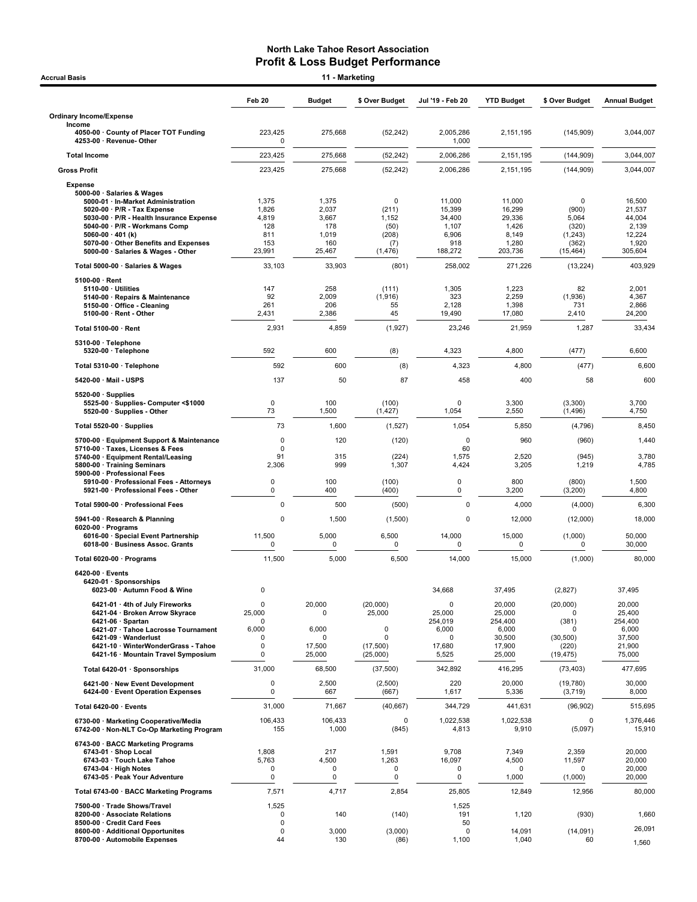# North Lake Tahoe Resort Association
## Profit & Loss Budget Performance

**Accrual Basis** — **11 - Marketing**

| | Feb 20 | Budget | $ Over Budget | Jul '19 - Feb 20 | YTD Budget | $ Over Budget | Annual Budget |
|---|---|---|---|---|---|---|---|
| **Ordinary Income/Expense** | | | | | | | |
| **Income** | | | | | | | |
| 4050-00 · County of Placer TOT Funding | 223,425 | 275,668 | (52,242) | 2,005,286 | 2,151,195 | (145,909) | 3,044,007 |
| 4253-00 · Revenue- Other | 0 | | | 1,000 | | | |
| **Total Income** | 223,425 | 275,668 | (52,242) | 2,006,286 | 2,151,195 | (144,909) | 3,044,007 |
| **Gross Profit** | 223,425 | 275,668 | (52,242) | 2,006,286 | 2,151,195 | (144,909) | 3,044,007 |
| **Expense** | | | | | | | |
| 5000-00 · Salaries & Wages | | | | | | | |
| 5000-01 · In-Market Administration | 1,375 | 1,375 | 0 | 11,000 | 11,000 | 0 | 16,500 |
| 5020-00 · P/R - Tax Expense | 1,826 | 2,037 | (211) | 15,399 | 16,299 | (900) | 21,537 |
| 5030-00 · P/R - Health Insurance Expense | 4,819 | 3,667 | 1,152 | 34,400 | 29,336 | 5,064 | 44,004 |
| 5040-00 · P/R - Workmans Comp | 128 | 178 | (50) | 1,107 | 1,426 | (320) | 2,139 |
| 5060-00 · 401 (k) | 811 | 1,019 | (208) | 6,906 | 8,149 | (1,243) | 12,224 |
| 5070-00 · Other Benefits and Expenses | 153 | 160 | (7) | 918 | 1,280 | (362) | 1,920 |
| 5000-00 · Salaries & Wages - Other | 23,991 | 25,467 | (1,476) | 188,272 | 203,736 | (15,464) | 305,604 |
| **Total 5000-00 · Salaries & Wages** | 33,103 | 33,903 | (801) | 258,002 | 271,226 | (13,224) | 403,929 |
| 5100-00 · Rent | | | | | | | |
| 5110-00 · Utilities | 147 | 258 | (111) | 1,305 | 1,223 | 82 | 2,001 |
| 5140-00 · Repairs & Maintenance | 92 | 2,009 | (1,916) | 323 | 2,259 | (1,936) | 4,367 |
| 5150-00 · Office - Cleaning | 261 | 206 | 55 | 2,128 | 1,398 | 731 | 2,866 |
| 5100-00 · Rent - Other | 2,431 | 2,386 | 45 | 19,490 | 17,080 | 2,410 | 24,200 |
| **Total 5100-00 · Rent** | 2,931 | 4,859 | (1,927) | 23,246 | 21,959 | 1,287 | 33,434 |
| 5310-00 · Telephone | | | | | | | |
| 5320-00 · Telephone | 592 | 600 | (8) | 4,323 | 4,800 | (477) | 6,600 |
| **Total 5310-00 · Telephone** | 592 | 600 | (8) | 4,323 | 4,800 | (477) | 6,600 |
| 5420-00 · Mail - USPS | 137 | 50 | 87 | 458 | 400 | 58 | 600 |
| 5520-00 · Supplies | | | | | | | |
| 5525-00 · Supplies- Computer <$1000 | 0 | 100 | (100) | 0 | 3,300 | (3,300) | 3,700 |
| 5520-00 · Supplies - Other | 73 | 1,500 | (1,427) | 1,054 | 2,550 | (1,496) | 4,750 |
| **Total 5520-00 · Supplies** | 73 | 1,600 | (1,527) | 1,054 | 5,850 | (4,796) | 8,450 |
| 5700-00 · Equipment Support & Maintenance | 0 | 120 | (120) | 0 | 960 | (960) | 1,440 |
| 5710-00 · Taxes, Licenses & Fees | 0 | | | 60 | | | |
| 5740-00 · Equipment Rental/Leasing | 91 | 315 | (224) | 1,575 | 2,520 | (945) | 3,780 |
| 5800-00 · Training Seminars | 2,306 | 999 | 1,307 | 4,424 | 3,205 | 1,219 | 4,785 |
| 5900-00 · Professional Fees | | | | | | | |
| 5910-00 · Professional Fees - Attorneys | 0 | 100 | (100) | 0 | 800 | (800) | 1,500 |
| 5921-00 · Professional Fees - Other | 0 | 400 | (400) | 0 | 3,200 | (3,200) | 4,800 |
| **Total 5900-00 · Professional Fees** | 0 | 500 | (500) | 0 | 4,000 | (4,000) | 6,300 |
| 5941-00 · Research & Planning | 0 | 1,500 | (1,500) | 0 | 12,000 | (12,000) | 18,000 |
| 6020-00 · Programs | | | | | | | |
| 6016-00 · Special Event Partnership | 11,500 | 5,000 | 6,500 | 14,000 | 15,000 | (1,000) | 50,000 |
| 6018-00 · Business Assoc. Grants | 0 | 0 | 0 | 0 | 0 | 0 | 30,000 |
| **Total 6020-00 · Programs** | 11,500 | 5,000 | 6,500 | 14,000 | 15,000 | (1,000) | 80,000 |
| 6420-00 · Events | | | | | | | |
| 6420-01 · Sponsorships | | | | | | | |
| 6023-00 · Autumn Food & Wine | 0 | | | 34,668 | 37,495 | (2,827) | 37,495 |
| 6421-01 · 4th of July Fireworks | 0 | 20,000 | (20,000) | 0 | 20,000 | (20,000) | 20,000 |
| 6421-04 · Broken Arrow Skyrace | 25,000 | 0 | 25,000 | 25,000 | 25,000 | 0 | 25,400 |
| 6421-06 · Spartan | 0 | | | 254,019 | 254,400 | (381) | 254,400 |
| 6421-07 · Tahoe Lacrosse Tournament | 6,000 | 6,000 | 0 | 6,000 | 6,000 | 0 | 6,000 |
| 6421-09 · Wanderlust | 0 | 0 | 0 | 0 | 30,500 | (30,500) | 37,500 |
| 6421-10 · WinterWonderGrass - Tahoe | 0 | 17,500 | (17,500) | 17,680 | 17,900 | (220) | 21,900 |
| 6421-16 · Mountain Travel Symposium | 0 | 25,000 | (25,000) | 5,525 | 25,000 | (19,475) | 75,000 |
| **Total 6420-01 · Sponsorships** | 31,000 | 68,500 | (37,500) | 342,892 | 416,295 | (73,403) | 477,695 |
| 6421-00 · New Event Development | 0 | 2,500 | (2,500) | 220 | 20,000 | (19,780) | 30,000 |
| 6424-00 · Event Operation Expenses | 0 | 667 | (667) | 1,617 | 5,336 | (3,719) | 8,000 |
| **Total 6420-00 · Events** | 31,000 | 71,667 | (40,667) | 344,729 | 441,631 | (96,902) | 515,695 |
| 6730-00 · Marketing Cooperative/Media | 106,433 | 106,433 | 0 | 1,022,538 | 1,022,538 | 0 | 1,376,446 |
| 6742-00 · Non-NLT Co-Op Marketing Program | 155 | 1,000 | (845) | 4,813 | 9,910 | (5,097) | 15,910 |
| 6743-00 · BACC Marketing Programs | | | | | | | |
| 6743-01 · Shop Local | 1,808 | 217 | 1,591 | 9,708 | 7,349 | 2,359 | 20,000 |
| 6743-03 · Touch Lake Tahoe | 5,763 | 4,500 | 1,263 | 16,097 | 4,500 | 11,597 | 20,000 |
| 6743-04 · High Notes | 0 | 0 | 0 | 0 | 0 | 0 | 20,000 |
| 6743-05 · Peak Your Adventure | 0 | 0 | 0 | 0 | 1,000 | (1,000) | 20,000 |
| **Total 6743-00 · BACC Marketing Programs** | 7,571 | 4,717 | 2,854 | 25,805 | 12,849 | 12,956 | 80,000 |
| 7500-00 · Trade Shows/Travel | 1,525 | | | 1,525 | | | |
| 8200-00 · Associate Relations | 0 | 140 | (140) | 191 | 1,120 | (930) | 1,660 |
| 8500-00 · Credit Card Fees | 0 | | | 50 | | | |
| 8600-00 · Additional Opportunites | 0 | 3,000 | (3,000) | 0 | 14,091 | (14,091) | 26,091 |
| 8700-00 · Automobile Expenses | 44 | 130 | (86) | 1,100 | 1,040 | 60 | 1,560 |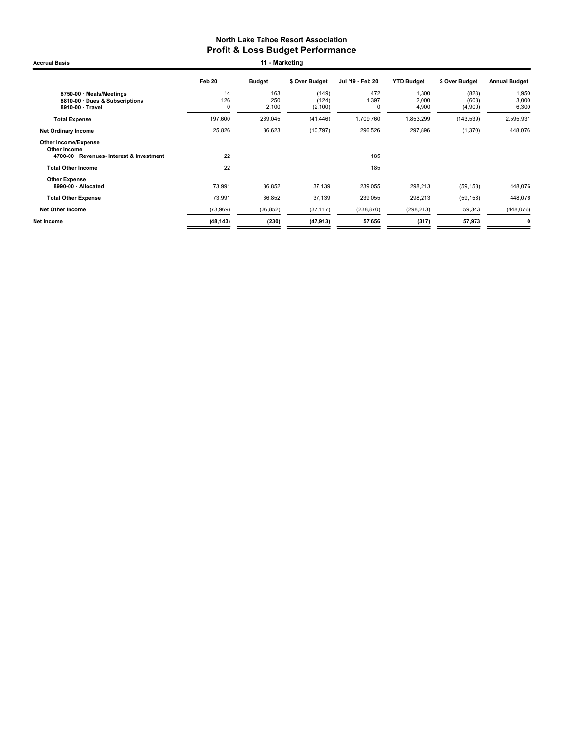# North Lake Tahoe Resort Association
## Profit & Loss Budget Performance

**Accrual Basis** — **11 - Marketing**

| | Feb 20 | Budget | $ Over Budget | Jul '19 - Feb 20 | YTD Budget | $ Over Budget | Annual Budget |
|---|---|---|---|---|---|---|---|
| 8750-00 · Meals/Meetings | 14 | 163 | (149) | 472 | 1,300 | (828) | 1,950 |
| 8810-00 · Dues & Subscriptions | 126 | 250 | (124) | 1,397 | 2,000 | (603) | 3,000 |
| 8910-00 · Travel | 0 | 2,100 | (2,100) | 0 | 4,900 | (4,900) | 6,300 |
| **Total Expense** | 197,600 | 239,045 | (41,446) | 1,709,760 | 1,853,299 | (143,539) | 2,595,931 |
| **Net Ordinary Income** | 25,826 | 36,623 | (10,797) | 296,526 | 297,896 | (1,370) | 448,076 |
| **Other Income/Expense** | | | | | | | |
| **Other Income** | | | | | | | |
| 4700-00 · Revenues- Interest & Investment | 22 | | | 185 | | | |
| **Total Other Income** | 22 | | | 185 | | | |
| **Other Expense** | | | | | | | |
| 8990-00 · Allocated | 73,991 | 36,852 | 37,139 | 239,055 | 298,213 | (59,158) | 448,076 |
| **Total Other Expense** | 73,991 | 36,852 | 37,139 | 239,055 | 298,213 | (59,158) | 448,076 |
| **Net Other Income** | (73,969) | (36,852) | (37,117) | (238,870) | (298,213) | 59,343 | (448,076) |
| **Net Income** | **(48,143)** | **(230)** | **(47,913)** | **57,656** | **(317)** | **57,973** | **0** |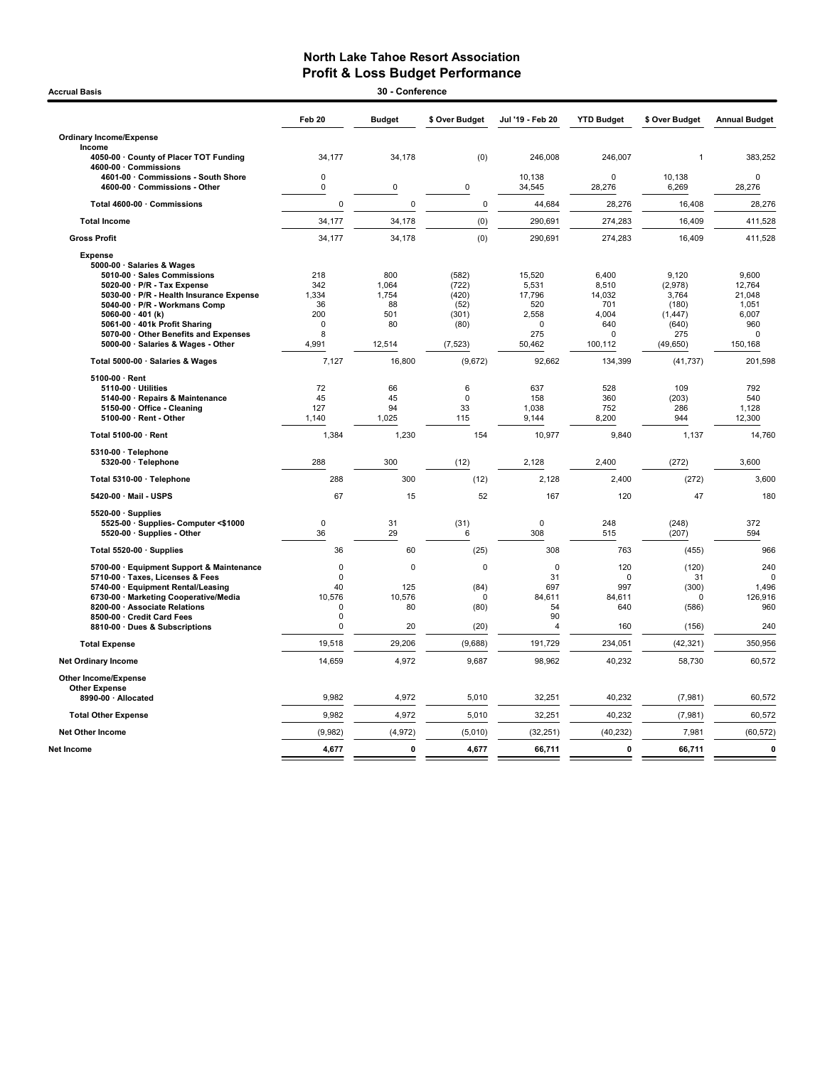# North Lake Tahoe Resort Association
## Profit & Loss Budget Performance

**Accrual Basis** — **30 - Conference**

| | Feb 20 | Budget | $ Over Budget | Jul '19 - Feb 20 | YTD Budget | $ Over Budget | Annual Budget |
|---|---|---|---|---|---|---|---|
| **Ordinary Income/Expense** | | | | | | | |
| **Income** | | | | | | | |
| 4050-00 · County of Placer TOT Funding | 34,177 | 34,178 | (0) | 246,008 | 246,007 | 1 | 383,252 |
| 4600-00 · Commissions | | | | | | | |
| 4601-00 · Commissions - South Shore | 0 | | | 10,138 | 0 | 10,138 | 0 |
| 4600-00 · Commissions - Other | 0 | 0 | 0 | 34,545 | 28,276 | 6,269 | 28,276 |
| **Total 4600-00 · Commissions** | 0 | 0 | 0 | 44,684 | 28,276 | 16,408 | 28,276 |
| **Total Income** | 34,177 | 34,178 | (0) | 290,691 | 274,283 | 16,409 | 411,528 |
| **Gross Profit** | 34,177 | 34,178 | (0) | 290,691 | 274,283 | 16,409 | 411,528 |
| **Expense** | | | | | | | |
| 5000-00 · Salaries & Wages | | | | | | | |
| 5010-00 · Sales Commissions | 218 | 800 | (582) | 15,520 | 6,400 | 9,120 | 9,600 |
| 5020-00 · P/R - Tax Expense | 342 | 1,064 | (722) | 5,531 | 8,510 | (2,978) | 12,764 |
| 5030-00 · P/R - Health Insurance Expense | 1,334 | 1,754 | (420) | 17,796 | 14,032 | 3,764 | 21,048 |
| 5040-00 · P/R - Workmans Comp | 36 | 88 | (52) | 520 | 701 | (180) | 1,051 |
| 5060-00 · 401 (k) | 200 | 501 | (301) | 2,558 | 4,004 | (1,447) | 6,007 |
| 5061-00 · 401k Profit Sharing | 0 | 80 | (80) | 0 | 640 | (640) | 960 |
| 5070-00 · Other Benefits and Expenses | 8 | | | 275 | 0 | 275 | 0 |
| 5000-00 · Salaries & Wages - Other | 4,991 | 12,514 | (7,523) | 50,462 | 100,112 | (49,650) | 150,168 |
| **Total 5000-00 · Salaries & Wages** | 7,127 | 16,800 | (9,672) | 92,662 | 134,399 | (41,737) | 201,598 |
| 5100-00 · Rent | | | | | | | |
| 5110-00 · Utilities | 72 | 66 | 6 | 637 | 528 | 109 | 792 |
| 5140-00 · Repairs & Maintenance | 45 | 45 | 0 | 158 | 360 | (203) | 540 |
| 5150-00 · Office - Cleaning | 127 | 94 | 33 | 1,038 | 752 | 286 | 1,128 |
| 5100-00 · Rent - Other | 1,140 | 1,025 | 115 | 9,144 | 8,200 | 944 | 12,300 |
| **Total 5100-00 · Rent** | 1,384 | 1,230 | 154 | 10,977 | 9,840 | 1,137 | 14,760 |
| 5310-00 · Telephone | | | | | | | |
| 5320-00 · Telephone | 288 | 300 | (12) | 2,128 | 2,400 | (272) | 3,600 |
| **Total 5310-00 · Telephone** | 288 | 300 | (12) | 2,128 | 2,400 | (272) | 3,600 |
| 5420-00 · Mail - USPS | 67 | 15 | 52 | 167 | 120 | 47 | 180 |
| 5520-00 · Supplies | | | | | | | |
| 5525-00 · Supplies- Computer <$1000 | 0 | 31 | (31) | 0 | 248 | (248) | 372 |
| 5520-00 · Supplies - Other | 36 | 29 | 6 | 308 | 515 | (207) | 594 |
| **Total 5520-00 · Supplies** | 36 | 60 | (25) | 308 | 763 | (455) | 966 |
| 5700-00 · Equipment Support & Maintenance | 0 | 0 | 0 | 0 | 120 | (120) | 240 |
| 5710-00 · Taxes, Licenses & Fees | 0 | | | 31 | 0 | 31 | 0 |
| 5740-00 · Equipment Rental/Leasing | 40 | 125 | (84) | 697 | 997 | (300) | 1,496 |
| 6730-00 · Marketing Cooperative/Media | 10,576 | 10,576 | 0 | 84,611 | 84,611 | 0 | 126,916 |
| 8200-00 · Associate Relations | 0 | 80 | (80) | 54 | 640 | (586) | 960 |
| 8500-00 · Credit Card Fees | 0 | | | 90 | | | |
| 8810-00 · Dues & Subscriptions | 0 | 20 | (20) | 4 | 160 | (156) | 240 |
| **Total Expense** | 19,518 | 29,206 | (9,688) | 191,729 | 234,051 | (42,321) | 350,956 |
| **Net Ordinary Income** | 14,659 | 4,972 | 9,687 | 98,962 | 40,232 | 58,730 | 60,572 |
| **Other Income/Expense** | | | | | | | |
| **Other Expense** | | | | | | | |
| 8990-00 · Allocated | 9,982 | 4,972 | 5,010 | 32,251 | 40,232 | (7,981) | 60,572 |
| **Total Other Expense** | 9,982 | 4,972 | 5,010 | 32,251 | 40,232 | (7,981) | 60,572 |
| **Net Other Income** | (9,982) | (4,972) | (5,010) | (32,251) | (40,232) | 7,981 | (60,572) |
| **Net Income** | **4,677** | **0** | **4,677** | **66,711** | **0** | **66,711** | **0** |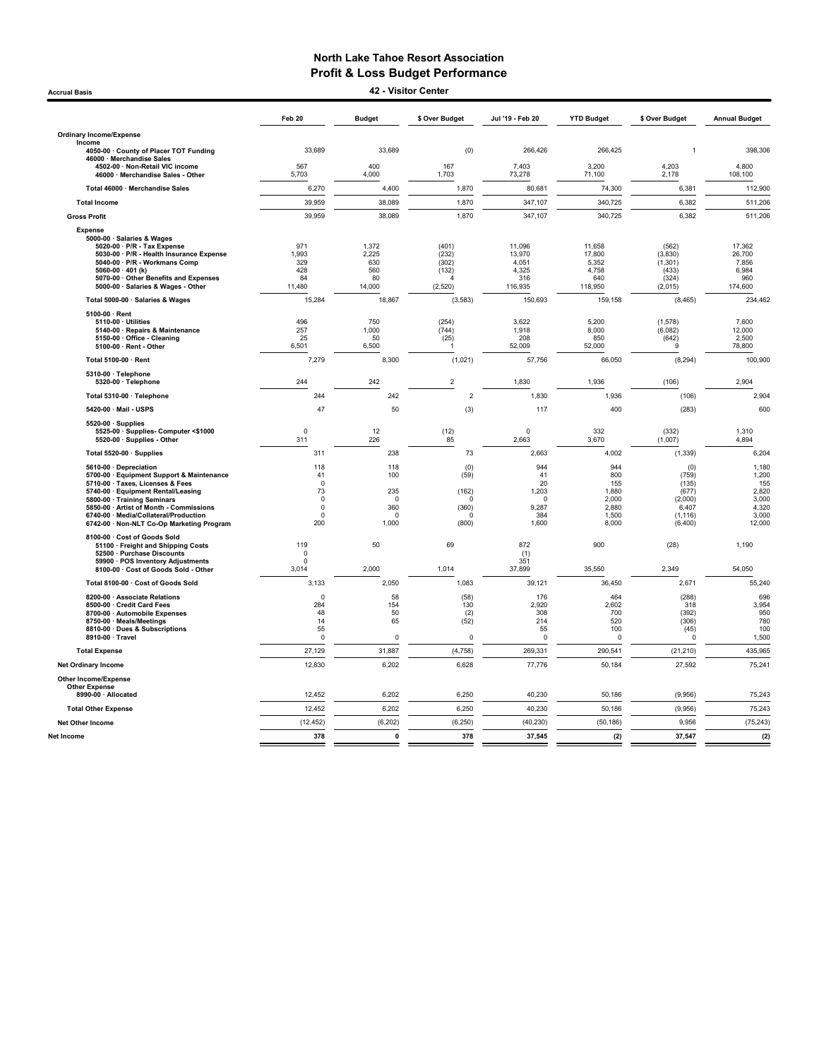# North Lake Tahoe Resort Association
## Profit & Loss Budget Performance
### 42 - Visitor Center

Accrual Basis

| | Feb 20 | Budget | $ Over Budget | Jul '19 - Feb 20 | YTD Budget | $ Over Budget | Annual Budget |
|---|---|---|---|---|---|---|---|
| **Ordinary Income/Expense** | | | | | | | |
| **Income** | | | | | | | |
| 4050-00 · County of Placer TOT Funding | 33,689 | 33,689 | (0) | 266,426 | 266,425 | 1 | 398,306 |
| 46000 · Merchandise Sales | | | | | | | |
| 4502-00 · Non-Retail VIC income | 567 | 400 | 167 | 7,403 | 3,200 | 4,203 | 4,800 |
| 46000 · Merchandise Sales - Other | 5,703 | 4,000 | 1,703 | 73,278 | 71,100 | 2,178 | 108,100 |
| Total 46000 · Merchandise Sales | 6,270 | 4,400 | 1,870 | 80,681 | 74,300 | 6,381 | 112,900 |
| **Total Income** | 39,959 | 38,089 | 1,870 | 347,107 | 340,725 | 6,382 | 511,206 |
| **Gross Profit** | 39,959 | 38,089 | 1,870 | 347,107 | 340,725 | 6,382 | 511,206 |
| **Expense** | | | | | | | |
| 5000-00 · Salaries & Wages | | | | | | | |
| 5020-00 · P/R - Tax Expense | 971 | 1,372 | (401) | 11,096 | 11,658 | (562) | 17,362 |
| 5030-00 · P/R - Health Insurance Expense | 1,993 | 2,225 | (232) | 13,970 | 17,800 | (3,830) | 26,700 |
| 5040-00 · P/R - Workmans Comp | 329 | 630 | (302) | 4,051 | 5,352 | (1,301) | 7,856 |
| 5060-00 · 401 (k) | 428 | 560 | (132) | 4,325 | 4,758 | (433) | 6,984 |
| 5070-00 · Other Benefits and Expenses | 84 | 80 | 4 | 316 | 640 | (324) | 960 |
| 5000-00 · Salaries & Wages - Other | 11,480 | 14,000 | (2,520) | 116,935 | 118,950 | (2,015) | 174,600 |
| Total 5000-00 · Salaries & Wages | 15,284 | 18,867 | (3,583) | 150,693 | 159,158 | (8,465) | 234,462 |
| 5100-00 · Rent | | | | | | | |
| 5110-00 · Utilities | 496 | 750 | (254) | 3,622 | 5,200 | (1,578) | 7,600 |
| 5140-00 · Repairs & Maintenance | 257 | 1,000 | (744) | 1,918 | 8,000 | (6,082) | 12,000 |
| 5150-00 · Office - Cleaning | 25 | 50 | (25) | 208 | 850 | (642) | 2,500 |
| 5100-00 · Rent - Other | 6,501 | 6,500 | 1 | 52,009 | 52,000 | 9 | 78,800 |
| Total 5100-00 · Rent | 7,279 | 8,300 | (1,021) | 57,756 | 66,050 | (8,294) | 100,900 |
| 5310-00 · Telephone | | | | | | | |
| 5320-00 · Telephone | 244 | 242 | 2 | 1,830 | 1,936 | (106) | 2,904 |
| Total 5310-00 · Telephone | 244 | 242 | 2 | 1,830 | 1,936 | (106) | 2,904 |
| 5420-00 · Mail - USPS | 47 | 50 | (3) | 117 | 400 | (283) | 600 |
| 5520-00 · Supplies | | | | | | | |
| 5525-00 · Supplies- Computer <$1000 | 0 | 12 | (12) | 0 | 332 | (332) | 1,310 |
| 5520-00 · Supplies - Other | 311 | 226 | 85 | 2,663 | 3,670 | (1,007) | 4,894 |
| Total 5520-00 · Supplies | 311 | 238 | 73 | 2,663 | 4,002 | (1,339) | 6,204 |
| 5610-00 · Depreciation | 118 | 118 | (0) | 944 | 944 | (0) | 1,180 |
| 5700-00 · Equipment Support & Maintenance | 41 | 100 | (59) | 41 | 800 | (759) | 1,200 |
| 5710-00 · Taxes, Licenses & Fees | 0 | | | 20 | 155 | (135) | 155 |
| 5740-00 · Equipment Rental/Leasing | 73 | 235 | (162) | 1,203 | 1,880 | (677) | 2,820 |
| 5800-00 · Training Seminars | 0 | 0 | 0 | 0 | 2,000 | (2,000) | 3,000 |
| 5850-00 · Artist of Month - Commissions | 0 | 360 | (360) | 9,287 | 2,880 | 6,407 | 4,320 |
| 6740-00 · Media/Collateral/Production | 0 | 0 | 0 | 384 | 1,500 | (1,116) | 3,000 |
| 6742-00 · Non-NLT Co-Op Marketing Program | 200 | 1,000 | (800) | 1,600 | 8,000 | (6,400) | 12,000 |
| 8100-00 · Cost of Goods Sold | | | | | | | |
| 51100 · Freight and Shipping Costs | 119 | 50 | 69 | 872 | 900 | (28) | 1,190 |
| 52500 · Purchase Discounts | 0 | | | (1) | | | |
| 59900 · POS Inventory Adjustments | 0 | | | 351 | | | |
| 8100-00 · Cost of Goods Sold - Other | 3,014 | 2,000 | 1,014 | 37,899 | 35,550 | 2,349 | 54,050 |
| Total 8100-00 · Cost of Goods Sold | 3,133 | 2,050 | 1,083 | 39,121 | 36,450 | 2,671 | 55,240 |
| 8200-00 · Associate Relations | 0 | 58 | (58) | 176 | 464 | (288) | 696 |
| 8500-00 · Credit Card Fees | 284 | 154 | 130 | 2,920 | 2,602 | 318 | 3,954 |
| 8700-00 · Automobile Expenses | 48 | 50 | (2) | 308 | 700 | (392) | 950 |
| 8750-00 · Meals/Meetings | 14 | 65 | (52) | 214 | 520 | (306) | 780 |
| 8810-00 · Dues & Subscriptions | 55 | | | 55 | 100 | (45) | 100 |
| 8910-00 · Travel | 0 | 0 | 0 | 0 | 0 | 0 | 1,500 |
| **Total Expense** | 27,129 | 31,887 | (4,758) | 269,331 | 290,541 | (21,210) | 435,965 |
| **Net Ordinary Income** | 12,830 | 6,202 | 6,628 | 77,776 | 50,184 | 27,592 | 75,241 |
| **Other Income/Expense** | | | | | | | |
| Other Expense | | | | | | | |
| 8990-00 · Allocated | 12,452 | 6,202 | 6,250 | 40,230 | 50,186 | (9,956) | 75,243 |
| **Total Other Expense** | 12,452 | 6,202 | 6,250 | 40,230 | 50,186 | (9,956) | 75,243 |
| **Net Other Income** | (12,452) | (6,202) | (6,250) | (40,230) | (50,186) | 9,956 | (75,243) |
| **Net Income** | 378 | 0 | 378 | 37,545 | (2) | 37,547 | (2) |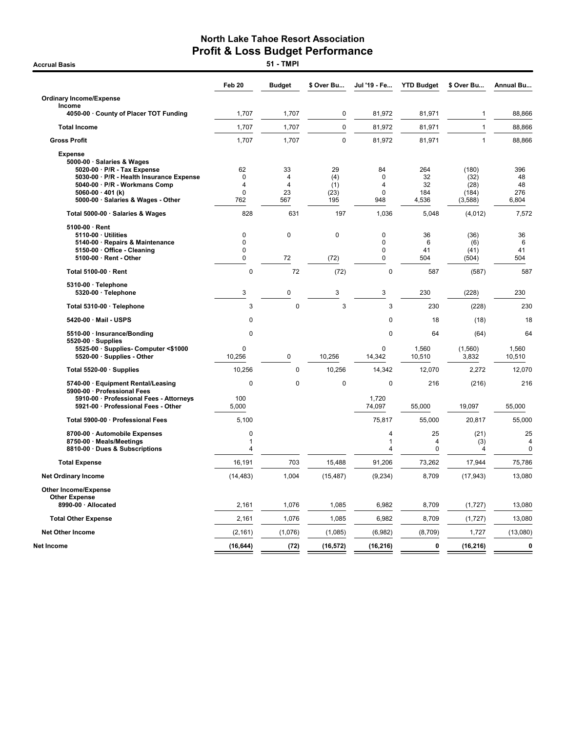# North Lake Tahoe Resort Association
## Profit & Loss Budget Performance
### 51 - TMPI

Accrual Basis

| | Feb 20 | Budget | $ Over Bu... | Jul '19 - Fe... | YTD Budget | $ Over Bu... | Annual Bu... |
|---|---|---|---|---|---|---|---|
| **Ordinary Income/Expense** | | | | | | | |
| **Income** | | | | | | | |
| **4050-00 · County of Placer TOT Funding** | 1,707 | 1,707 | 0 | 81,972 | 81,971 | 1 | 88,866 |
| **Total Income** | 1,707 | 1,707 | 0 | 81,972 | 81,971 | 1 | 88,866 |
| **Gross Profit** | 1,707 | 1,707 | 0 | 81,972 | 81,971 | 1 | 88,866 |
| **Expense** | | | | | | | |
| **5000-00 · Salaries & Wages** | | | | | | | |
| **5020-00 · P/R - Tax Expense** | 62 | 33 | 29 | 84 | 264 | (180) | 396 |
| **5030-00 · P/R - Health Insurance Expense** | 0 | 4 | (4) | 0 | 32 | (32) | 48 |
| **5040-00 · P/R - Workmans Comp** | 4 | 4 | (1) | 4 | 32 | (28) | 48 |
| **5060-00 · 401 (k)** | 0 | 23 | (23) | 0 | 184 | (184) | 276 |
| **5000-00 · Salaries & Wages - Other** | 762 | 567 | 195 | 948 | 4,536 | (3,588) | 6,804 |
| **Total 5000-00 · Salaries & Wages** | 828 | 631 | 197 | 1,036 | 5,048 | (4,012) | 7,572 |
| **5100-00 · Rent** | | | | | | | |
| **5110-00 · Utilities** | 0 | 0 | 0 | 0 | 36 | (36) | 36 |
| **5140-00 · Repairs & Maintenance** | 0 | | | 0 | 6 | (6) | 6 |
| **5150-00 · Office - Cleaning** | 0 | | | 0 | 41 | (41) | 41 |
| **5100-00 · Rent - Other** | 0 | 72 | (72) | 0 | 504 | (504) | 504 |
| **Total 5100-00 · Rent** | 0 | 72 | (72) | 0 | 587 | (587) | 587 |
| **5310-00 · Telephone** | | | | | | | |
| **5320-00 · Telephone** | 3 | 0 | 3 | 3 | 230 | (228) | 230 |
| **Total 5310-00 · Telephone** | 3 | 0 | 3 | 3 | 230 | (228) | 230 |
| **5420-00 · Mail - USPS** | 0 | | | 0 | 18 | (18) | 18 |
| **5510-00 · Insurance/Bonding** | 0 | | | 0 | 64 | (64) | 64 |
| **5520-00 · Supplies** | | | | | | | |
| **5525-00 · Supplies- Computer <$1000** | 0 | | | 0 | 1,560 | (1,560) | 1,560 |
| **5520-00 · Supplies - Other** | 10,256 | 0 | 10,256 | 14,342 | 10,510 | 3,832 | 10,510 |
| **Total 5520-00 · Supplies** | 10,256 | 0 | 10,256 | 14,342 | 12,070 | 2,272 | 12,070 |
| **5740-00 · Equipment Rental/Leasing** | 0 | 0 | 0 | 0 | 216 | (216) | 216 |
| **5900-00 · Professional Fees** | | | | | | | |
| **5910-00 · Professional Fees - Attorneys** | 100 | | | 1,720 | | | |
| **5921-00 · Professional Fees - Other** | 5,000 | | | 74,097 | 55,000 | 19,097 | 55,000 |
| **Total 5900-00 · Professional Fees** | 5,100 | | | 75,817 | 55,000 | 20,817 | 55,000 |
| **8700-00 · Automobile Expenses** | 0 | | | 4 | 25 | (21) | 25 |
| **8750-00 · Meals/Meetings** | 1 | | | 1 | 4 | (3) | 4 |
| **8810-00 · Dues & Subscriptions** | 4 | | | 4 | 0 | 4 | 0 |
| **Total Expense** | 16,191 | 703 | 15,488 | 91,206 | 73,262 | 17,944 | 75,786 |
| **Net Ordinary Income** | (14,483) | 1,004 | (15,487) | (9,234) | 8,709 | (17,943) | 13,080 |
| **Other Income/Expense** | | | | | | | |
| **Other Expense** | | | | | | | |
| **8990-00 · Allocated** | 2,161 | 1,076 | 1,085 | 6,982 | 8,709 | (1,727) | 13,080 |
| **Total Other Expense** | 2,161 | 1,076 | 1,085 | 6,982 | 8,709 | (1,727) | 13,080 |
| **Net Other Income** | (2,161) | (1,076) | (1,085) | (6,982) | (8,709) | 1,727 | (13,080) |
| **Net Income** | **(16,644)** | **(72)** | **(16,572)** | **(16,216)** | **0** | **(16,216)** | **0** |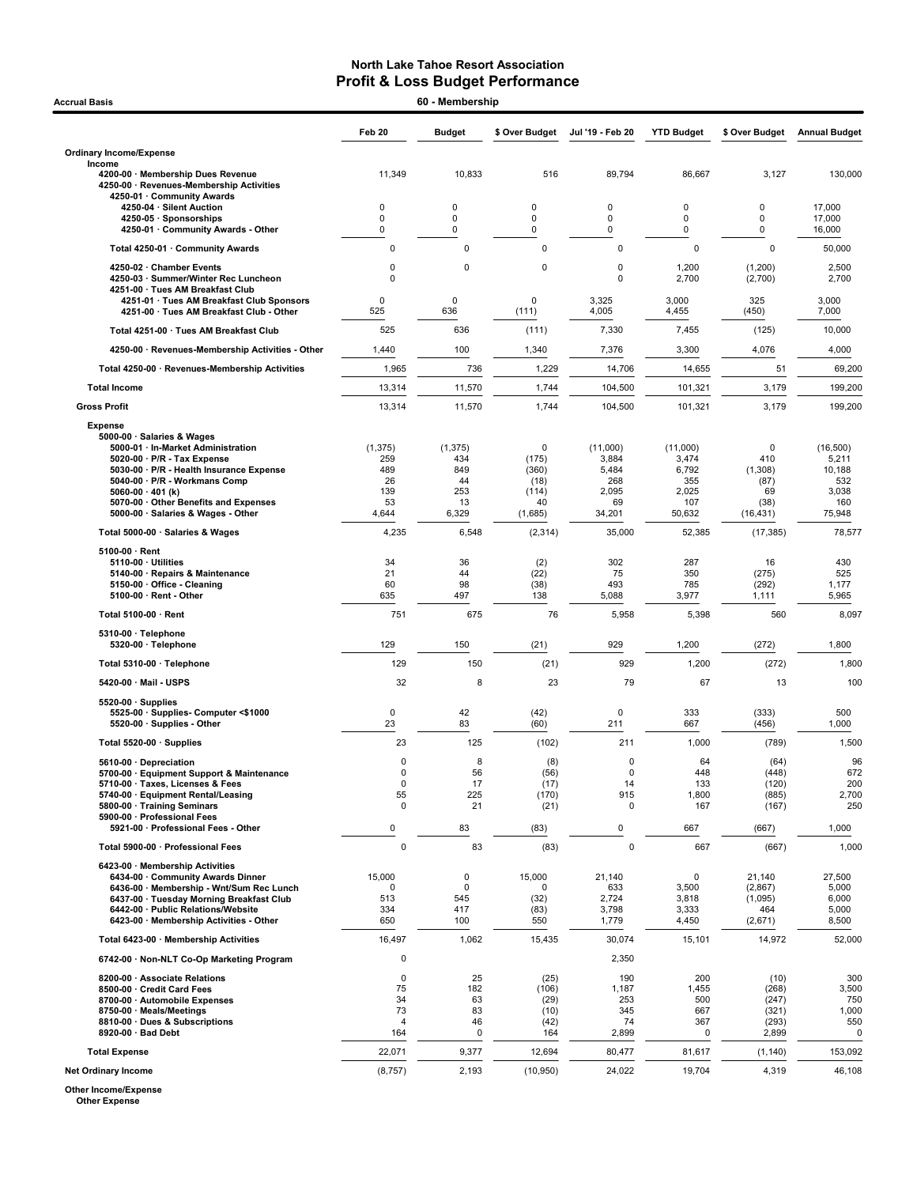# North Lake Tahoe Resort Association
## Profit & Loss Budget Performance

**Accrual Basis** — **60 - Membership**

| | Feb 20 | Budget | $ Over Budget | Jul '19 - Feb 20 | YTD Budget | $ Over Budget | Annual Budget |
|---|---|---|---|---|---|---|---|
| **Ordinary Income/Expense** | | | | | | | |
| **Income** | | | | | | | |
| 4200-00 · Membership Dues Revenue | 11,349 | 10,833 | 516 | 89,794 | 86,667 | 3,127 | 130,000 |
| 4250-00 · Revenues-Membership Activities | | | | | | | |
| 4250-01 · Community Awards | | | | | | | |
| 4250-04 · Silent Auction | 0 | 0 | 0 | 0 | 0 | 0 | 17,000 |
| 4250-05 · Sponsorships | 0 | 0 | 0 | 0 | 0 | 0 | 17,000 |
| 4250-01 · Community Awards - Other | 0 | 0 | 0 | 0 | 0 | 0 | 16,000 |
| Total 4250-01 · Community Awards | 0 | 0 | 0 | 0 | 0 | 0 | 50,000 |
| 4250-02 · Chamber Events | 0 | 0 | 0 | 0 | 1,200 | (1,200) | 2,500 |
| 4250-03 · Summer/Winter Rec Luncheon | 0 | | | 0 | 2,700 | (2,700) | 2,700 |
| 4251-00 · Tues AM Breakfast Club | | | | | | | |
| 4251-01 · Tues AM Breakfast Club Sponsors | 0 | 0 | 0 | 3,325 | 3,000 | 325 | 3,000 |
| 4251-00 · Tues AM Breakfast Club - Other | 525 | 636 | (111) | 4,005 | 4,455 | (450) | 7,000 |
| Total 4251-00 · Tues AM Breakfast Club | 525 | 636 | (111) | 7,330 | 7,455 | (125) | 10,000 |
| 4250-00 · Revenues-Membership Activities - Other | 1,440 | 100 | 1,340 | 7,376 | 3,300 | 4,076 | 4,000 |
| Total 4250-00 · Revenues-Membership Activities | 1,965 | 736 | 1,229 | 14,706 | 14,655 | 51 | 69,200 |
| **Total Income** | 13,314 | 11,570 | 1,744 | 104,500 | 101,321 | 3,179 | 199,200 |
| **Gross Profit** | 13,314 | 11,570 | 1,744 | 104,500 | 101,321 | 3,179 | 199,200 |
| **Expense** | | | | | | | |
| 5000-00 · Salaries & Wages | | | | | | | |
| 5000-01 · In-Market Administration | (1,375) | (1,375) | 0 | (11,000) | (11,000) | 0 | (16,500) |
| 5020-00 · P/R - Tax Expense | 259 | 434 | (175) | 3,884 | 3,474 | 410 | 5,211 |
| 5030-00 · P/R - Health Insurance Expense | 489 | 849 | (360) | 5,484 | 6,792 | (1,308) | 10,188 |
| 5040-00 · P/R - Workmans Comp | 26 | 44 | (18) | 268 | 355 | (87) | 532 |
| 5060-00 · 401 (k) | 139 | 253 | (114) | 2,095 | 2,025 | 69 | 3,038 |
| 5070-00 · Other Benefits and Expenses | 53 | 13 | 40 | 69 | 107 | (38) | 160 |
| 5000-00 · Salaries & Wages - Other | 4,644 | 6,329 | (1,685) | 34,201 | 50,632 | (16,431) | 75,948 |
| Total 5000-00 · Salaries & Wages | 4,235 | 6,548 | (2,314) | 35,000 | 52,385 | (17,385) | 78,577 |
| 5100-00 · Rent | | | | | | | |
| 5110-00 · Utilities | 34 | 36 | (2) | 302 | 287 | 16 | 430 |
| 5140-00 · Repairs & Maintenance | 21 | 44 | (22) | 75 | 350 | (275) | 525 |
| 5150-00 · Office - Cleaning | 60 | 98 | (38) | 493 | 785 | (292) | 1,177 |
| 5100-00 · Rent - Other | 635 | 497 | 138 | 5,088 | 3,977 | 1,111 | 5,965 |
| Total 5100-00 · Rent | 751 | 675 | 76 | 5,958 | 5,398 | 560 | 8,097 |
| 5310-00 · Telephone | | | | | | | |
| 5320-00 · Telephone | 129 | 150 | (21) | 929 | 1,200 | (272) | 1,800 |
| Total 5310-00 · Telephone | 129 | 150 | (21) | 929 | 1,200 | (272) | 1,800 |
| 5420-00 · Mail - USPS | 32 | 8 | 23 | 79 | 67 | 13 | 100 |
| 5520-00 · Supplies | | | | | | | |
| 5525-00 · Supplies- Computer <$1000 | 0 | 42 | (42) | 0 | 333 | (333) | 500 |
| 5520-00 · Supplies - Other | 23 | 83 | (60) | 211 | 667 | (456) | 1,000 |
| Total 5520-00 · Supplies | 23 | 125 | (102) | 211 | 1,000 | (789) | 1,500 |
| 5610-00 · Depreciation | 0 | 8 | (8) | 0 | 64 | (64) | 96 |
| 5700-00 · Equipment Support & Maintenance | 0 | 56 | (56) | 0 | 448 | (448) | 672 |
| 5710-00 · Taxes, Licenses & Fees | 0 | 17 | (17) | 14 | 133 | (120) | 200 |
| 5740-00 · Equipment Rental/Leasing | 55 | 225 | (170) | 915 | 1,800 | (885) | 2,700 |
| 5800-00 · Training Seminars | 0 | 21 | (21) | 0 | 167 | (167) | 250 |
| 5900-00 · Professional Fees | | | | | | | |
| 5921-00 · Professional Fees - Other | 0 | 83 | (83) | 0 | 667 | (667) | 1,000 |
| Total 5900-00 · Professional Fees | 0 | 83 | (83) | 0 | 667 | (667) | 1,000 |
| 6423-00 · Membership Activities | | | | | | | |
| 6434-00 · Community Awards Dinner | 15,000 | 0 | 15,000 | 21,140 | 0 | 21,140 | 27,500 |
| 6436-00 · Membership - Wnt/Sum Rec Lunch | 0 | 0 | 0 | 633 | 3,500 | (2,867) | 5,000 |
| 6437-00 · Tuesday Morning Breakfast Club | 513 | 545 | (32) | 2,724 | 3,818 | (1,095) | 6,000 |
| 6442-00 · Public Relations/Website | 334 | 417 | (83) | 3,798 | 3,333 | 464 | 5,000 |
| 6423-00 · Membership Activities - Other | 650 | 100 | 550 | 1,779 | 4,450 | (2,671) | 8,500 |
| Total 6423-00 · Membership Activities | 16,497 | 1,062 | 15,435 | 30,074 | 15,101 | 14,972 | 52,000 |
| 6742-00 · Non-NLT Co-Op Marketing Program | 0 | | | 2,350 | | | |
| 8200-00 · Associate Relations | 0 | 25 | (25) | 190 | 200 | (10) | 300 |
| 8500-00 · Credit Card Fees | 75 | 182 | (106) | 1,187 | 1,455 | (268) | 3,500 |
| 8700-00 · Automobile Expenses | 34 | 63 | (29) | 253 | 500 | (247) | 750 |
| 8750-00 · Meals/Meetings | 73 | 83 | (10) | 345 | 667 | (321) | 1,000 |
| 8810-00 · Dues & Subscriptions | 4 | 46 | (42) | 74 | 367 | (293) | 550 |
| 8920-00 · Bad Debt | 164 | 0 | 164 | 2,899 | 0 | 2,899 | 0 |
| **Total Expense** | 22,071 | 9,377 | 12,694 | 80,477 | 81,617 | (1,140) | 153,092 |
| **Net Ordinary Income** | (8,757) | 2,193 | (10,950) | 24,022 | 19,704 | 4,319 | 46,108 |
| **Other Income/Expense** | | | | | | | |
| **Other Expense** | | | | | | | |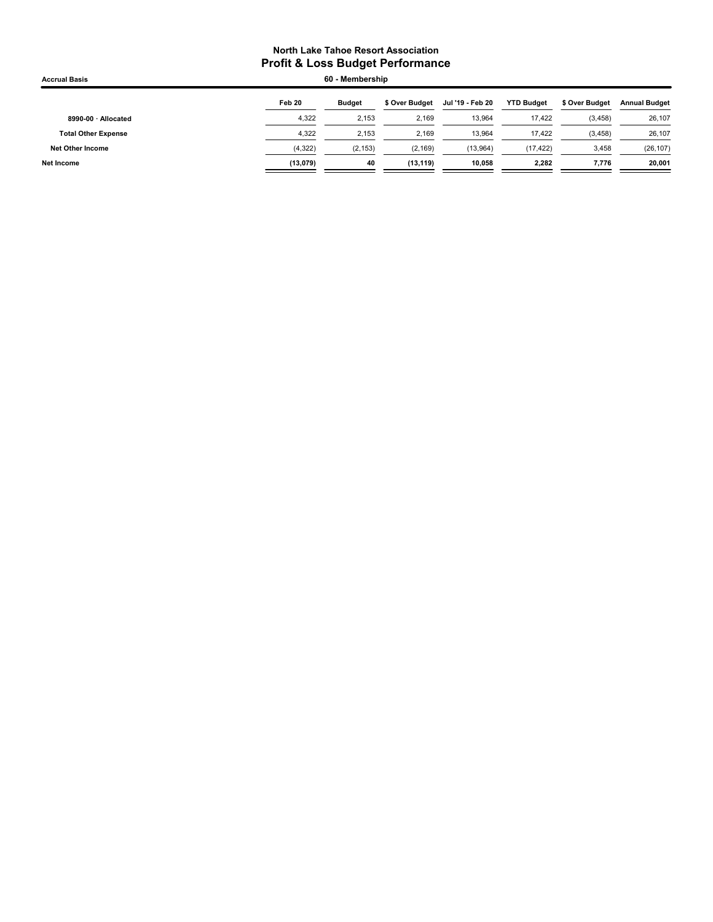## North Lake Tahoe Resort Association
# Profit & Loss Budget Performance

**Accrual Basis** — **60 - Membership**

| | Feb 20 | Budget | $ Over Budget | Jul '19 - Feb 20 | YTD Budget | $ Over Budget | Annual Budget |
|---|---|---|---|---|---|---|---|
| 8990-00 · Allocated | 4,322 | 2,153 | 2,169 | 13,964 | 17,422 | (3,458) | 26,107 |
| **Total Other Expense** | 4,322 | 2,153 | 2,169 | 13,964 | 17,422 | (3,458) | 26,107 |
| **Net Other Income** | (4,322) | (2,153) | (2,169) | (13,964) | (17,422) | 3,458 | (26,107) |
| **Net Income** | **(13,079)** | **40** | **(13,119)** | **10,058** | **2,282** | **7,776** | **20,001** |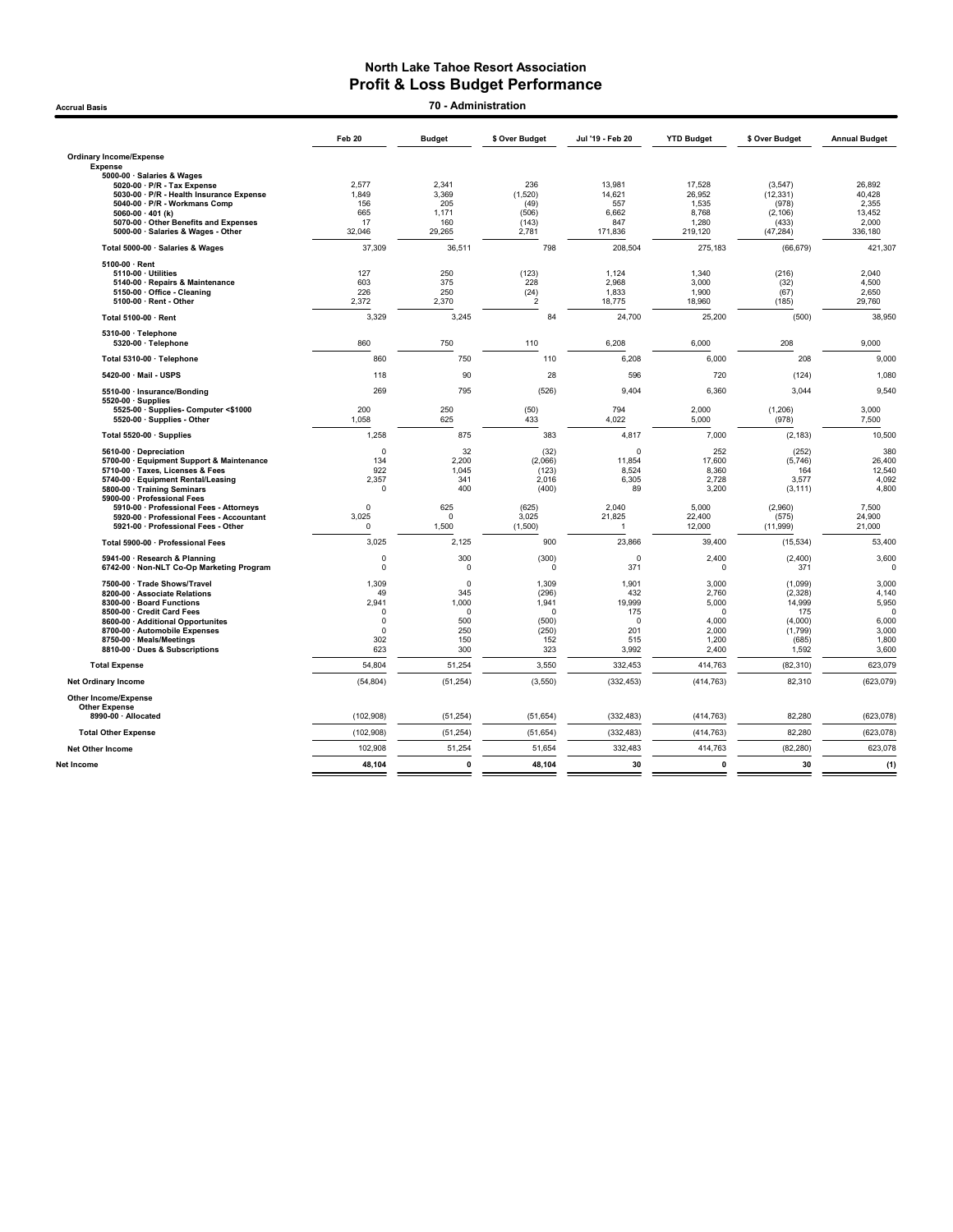# North Lake Tahoe Resort Association
# Profit & Loss Budget Performance

Accrual Basis

## 70 - Administration

| | Feb 20 | Budget | $ Over Budget | Jul '19 - Feb 20 | YTD Budget | $ Over Budget | Annual Budget |
|---|---|---|---|---|---|---|---|
| **Ordinary Income/Expense** | | | | | | | |
| **Expense** | | | | | | | |
| 5000-00 · Salaries & Wages | | | | | | | |
| 5020-00 · P/R - Tax Expense | 2,577 | 2,341 | 236 | 13,981 | 17,528 | (3,547) | 26,892 |
| 5030-00 · P/R - Health Insurance Expense | 1,849 | 3,369 | (1,520) | 14,621 | 26,952 | (12,331) | 40,428 |
| 5040-00 · P/R - Workmans Comp | 156 | 205 | (49) | 557 | 1,535 | (978) | 2,355 |
| 5060-00 · 401 (k) | 665 | 1,171 | (506) | 6,662 | 8,768 | (2,106) | 13,452 |
| 5070-00 · Other Benefits and Expenses | 17 | 160 | (143) | 847 | 1,280 | (433) | 2,000 |
| 5000-00 · Salaries & Wages - Other | 32,046 | 29,265 | 2,781 | 171,836 | 219,120 | (47,284) | 336,180 |
| Total 5000-00 · Salaries & Wages | 37,309 | 36,511 | 798 | 208,504 | 275,183 | (66,679) | 421,307 |
| 5100-00 · Rent | | | | | | | |
| 5110-00 · Utilities | 127 | 250 | (123) | 1,124 | 1,340 | (216) | 2,040 |
| 5140-00 · Repairs & Maintenance | 603 | 375 | 228 | 2,968 | 3,000 | (32) | 4,500 |
| 5150-00 · Office - Cleaning | 226 | 250 | (24) | 1,833 | 1,900 | (67) | 2,650 |
| 5100-00 · Rent - Other | 2,372 | 2,370 | 2 | 18,775 | 18,960 | (185) | 29,760 |
| Total 5100-00 · Rent | 3,329 | 3,245 | 84 | 24,700 | 25,200 | (500) | 38,950 |
| 5310-00 · Telephone | | | | | | | |
| 5320-00 · Telephone | 860 | 750 | 110 | 6,208 | 6,000 | 208 | 9,000 |
| Total 5310-00 · Telephone | 860 | 750 | 110 | 6,208 | 6,000 | 208 | 9,000 |
| 5420-00 · Mail - USPS | 118 | 90 | 28 | 596 | 720 | (124) | 1,080 |
| 5510-00 · Insurance/Bonding | 269 | 795 | (526) | 9,404 | 6,360 | 3,044 | 9,540 |
| 5520-00 · Supplies | | | | | | | |
| 5525-00 · Supplies- Computer <$1000 | 200 | 250 | (50) | 794 | 2,000 | (1,206) | 3,000 |
| 5520-00 · Supplies - Other | 1,058 | 625 | 433 | 4,022 | 5,000 | (978) | 7,500 |
| Total 5520-00 · Supplies | 1,258 | 875 | 383 | 4,817 | 7,000 | (2,183) | 10,500 |
| 5610-00 · Depreciation | 0 | 32 | (32) | 0 | 252 | (252) | 380 |
| 5700-00 · Equipment Support & Maintenance | 134 | 2,200 | (2,066) | 11,854 | 17,600 | (5,746) | 26,400 |
| 5710-00 · Taxes, Licenses & Fees | 922 | 1,045 | (123) | 8,524 | 8,360 | 164 | 12,540 |
| 5740-00 · Equipment Rental/Leasing | 2,357 | 341 | 2,016 | 6,305 | 2,728 | 3,577 | 4,092 |
| 5800-00 · Training Seminars | 0 | 400 | (400) | 89 | 3,200 | (3,111) | 4,800 |
| 5900-00 · Professional Fees | | | | | | | |
| 5910-00 · Professional Fees - Attorneys | 0 | 625 | (625) | 2,040 | 5,000 | (2,960) | 7,500 |
| 5920-00 · Professional Fees - Accountant | 3,025 | 0 | 3,025 | 21,825 | 22,400 | (575) | 24,900 |
| 5921-00 · Professional Fees - Other | 0 | 1,500 | (1,500) | 1 | 12,000 | (11,999) | 21,000 |
| Total 5900-00 · Professional Fees | 3,025 | 2,125 | 900 | 23,866 | 39,400 | (15,534) | 53,400 |
| 5941-00 · Research & Planning | 0 | 300 | (300) | 0 | 2,400 | (2,400) | 3,600 |
| 6742-00 · Non-NLT Co-Op Marketing Program | 0 | 0 | 0 | 371 | 0 | 371 | 0 |
| 7500-00 · Trade Shows/Travel | 1,309 | 0 | 1,309 | 1,901 | 3,000 | (1,099) | 3,000 |
| 8200-00 · Associate Relations | 49 | 345 | (296) | 432 | 2,760 | (2,328) | 4,140 |
| 8300-00 · Board Functions | 2,941 | 1,000 | 1,941 | 19,999 | 5,000 | 14,999 | 5,950 |
| 8500-00 · Credit Card Fees | 0 | 0 | 0 | 175 | 0 | 175 | 0 |
| 8600-00 · Additional Opportunites | 0 | 500 | (500) | 0 | 4,000 | (4,000) | 6,000 |
| 8700-00 · Automobile Expenses | 0 | 250 | (250) | 201 | 2,000 | (1,799) | 3,000 |
| 8750-00 · Meals/Meetings | 302 | 150 | 152 | 515 | 1,200 | (685) | 1,800 |
| 8810-00 · Dues & Subscriptions | 623 | 300 | 323 | 3,992 | 2,400 | 1,592 | 3,600 |
| **Total Expense** | 54,804 | 51,254 | 3,550 | 332,453 | 414,763 | (82,310) | 623,079 |
| **Net Ordinary Income** | (54,804) | (51,254) | (3,550) | (332,453) | (414,763) | 82,310 | (623,079) |
| **Other Income/Expense** | | | | | | | |
| **Other Expense** | | | | | | | |
| 8990-00 · Allocated | (102,908) | (51,254) | (51,654) | (332,483) | (414,763) | 82,280 | (623,078) |
| **Total Other Expense** | (102,908) | (51,254) | (51,654) | (332,483) | (414,763) | 82,280 | (623,078) |
| **Net Other Income** | 102,908 | 51,254 | 51,654 | 332,483 | 414,763 | (82,280) | 623,078 |
| **Net Income** | **48,104** | **0** | **48,104** | **30** | **0** | **30** | **(1)** |